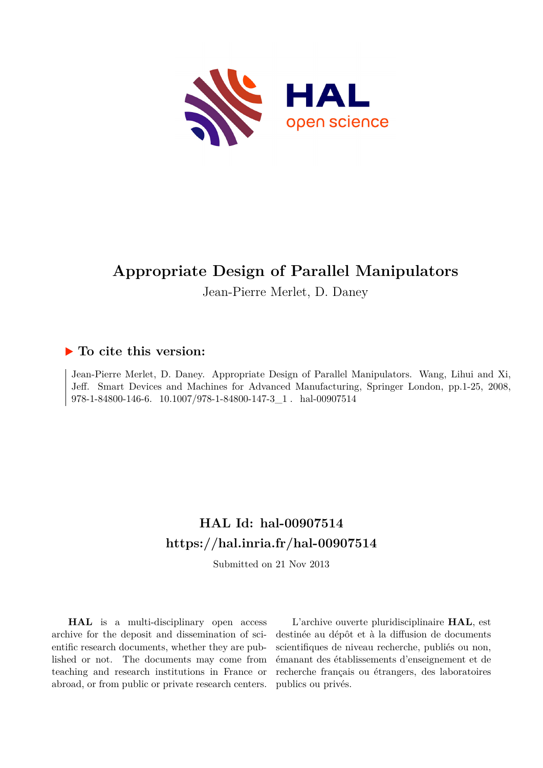# Appropriate Design of Parallel Manipulators

Jean-Pierre Merlet, D. Daney

## ▶ To cite this version:

Jean-Pierre Merlet, D. Daney. Appropriate Design of Parallel Manipulators. Wang, Lihui and Xi, Jeff. Smart Devices and Machines for Advanced Manufacturing, Springer London, pp.1-25, 2008, 978-1-84800-146-6. 10.1007/978-1-84800-147-3_1 . hal-00907514

## HAL Id: hal-00907514
## https://hal.inria.fr/hal-00907514

Submitted on 21 Nov 2013

**HAL** is a multi-disciplinary open access archive for the deposit and dissemination of scientific research documents, whether they are published or not. The documents may come from teaching and research institutions in France or abroad, or from public or private research centers.

L'archive ouverte pluridisciplinaire **HAL**, est destinée au dépôt et à la diffusion de documents scientifiques de niveau recherche, publiés ou non, émanant des établissements d'enseignement et de recherche français ou étrangers, des laboratoires publics ou privés.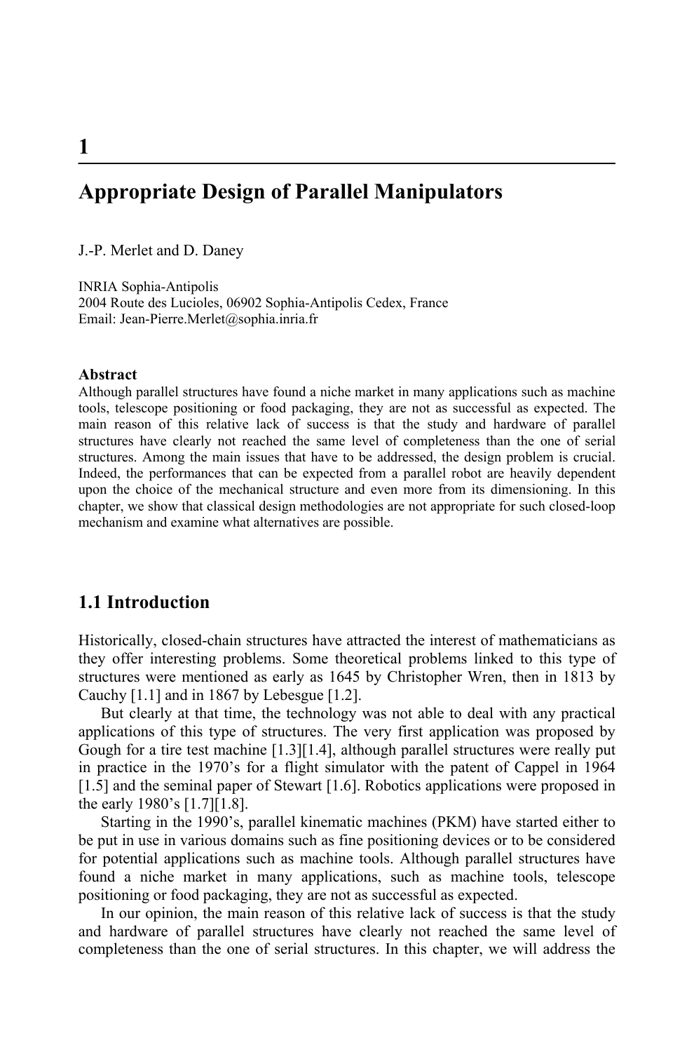# 1

# Appropriate Design of Parallel Manipulators

J.-P. Merlet and D. Daney

INRIA Sophia-Antipolis
2004 Route des Lucioles, 06902 Sophia-Antipolis Cedex, France
Email: Jean-Pierre.Merlet@sophia.inria.fr

#### Abstract

Although parallel structures have found a niche market in many applications such as machine tools, telescope positioning or food packaging, they are not as successful as expected. The main reason of this relative lack of success is that the study and hardware of parallel structures have clearly not reached the same level of completeness than the one of serial structures. Among the main issues that have to be addressed, the design problem is crucial. Indeed, the performances that can be expected from a parallel robot are heavily dependent upon the choice of the mechanical structure and even more from its dimensioning. In this chapter, we show that classical design methodologies are not appropriate for such closed-loop mechanism and examine what alternatives are possible.

## 1.1 Introduction

Historically, closed-chain structures have attracted the interest of mathematicians as they offer interesting problems. Some theoretical problems linked to this type of structures were mentioned as early as 1645 by Christopher Wren, then in 1813 by Cauchy [1.1] and in 1867 by Lebesgue [1.2].

But clearly at that time, the technology was not able to deal with any practical applications of this type of structures. The very first application was proposed by Gough for a tire test machine [1.3][1.4], although parallel structures were really put in practice in the 1970's for a flight simulator with the patent of Cappel in 1964 [1.5] and the seminal paper of Stewart [1.6]. Robotics applications were proposed in the early 1980's [1.7][1.8].

Starting in the 1990's, parallel kinematic machines (PKM) have started either to be put in use in various domains such as fine positioning devices or to be considered for potential applications such as machine tools. Although parallel structures have found a niche market in many applications, such as machine tools, telescope positioning or food packaging, they are not as successful as expected.

In our opinion, the main reason of this relative lack of success is that the study and hardware of parallel structures have clearly not reached the same level of completeness than the one of serial structures. In this chapter, we will address the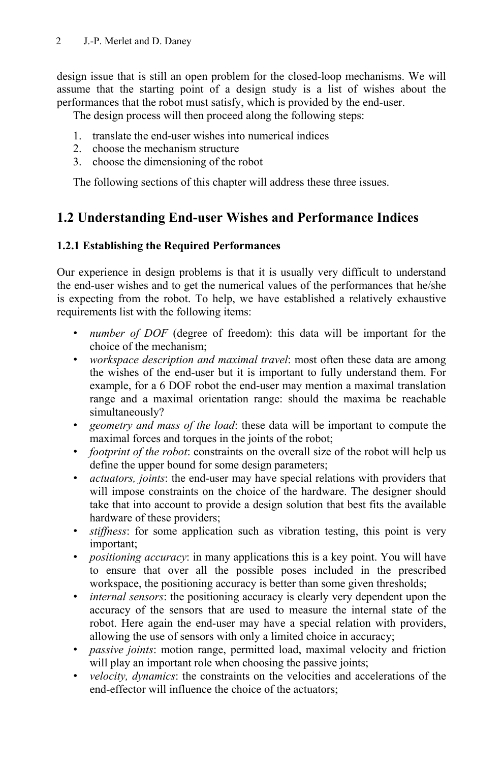design issue that is still an open problem for the closed-loop mechanisms. We will assume that the starting point of a design study is a list of wishes about the performances that the robot must satisfy, which is provided by the end-user.

The design process will then proceed along the following steps:

1. translate the end-user wishes into numerical indices
2. choose the mechanism structure
3. choose the dimensioning of the robot

The following sections of this chapter will address these three issues.

## 1.2 Understanding End-user Wishes and Performance Indices

### 1.2.1 Establishing the Required Performances

Our experience in design problems is that it is usually very difficult to understand the end-user wishes and to get the numerical values of the performances that he/she is expecting from the robot. To help, we have established a relatively exhaustive requirements list with the following items:

- *number of DOF* (degree of freedom): this data will be important for the choice of the mechanism;
- *workspace description and maximal travel*: most often these data are among the wishes of the end-user but it is important to fully understand them. For example, for a 6 DOF robot the end-user may mention a maximal translation range and a maximal orientation range: should the maxima be reachable simultaneously?
- *geometry and mass of the load*: these data will be important to compute the maximal forces and torques in the joints of the robot;
- *footprint of the robot*: constraints on the overall size of the robot will help us define the upper bound for some design parameters;
- *actuators, joints*: the end-user may have special relations with providers that will impose constraints on the choice of the hardware. The designer should take that into account to provide a design solution that best fits the available hardware of these providers;
- *stiffness*: for some application such as vibration testing, this point is very important;
- *positioning accuracy*: in many applications this is a key point. You will have to ensure that over all the possible poses included in the prescribed workspace, the positioning accuracy is better than some given thresholds;
- *internal sensors*: the positioning accuracy is clearly very dependent upon the accuracy of the sensors that are used to measure the internal state of the robot. Here again the end-user may have a special relation with providers, allowing the use of sensors with only a limited choice in accuracy;
- *passive joints*: motion range, permitted load, maximal velocity and friction will play an important role when choosing the passive joints;
- *velocity, dynamics*: the constraints on the velocities and accelerations of the end-effector will influence the choice of the actuators;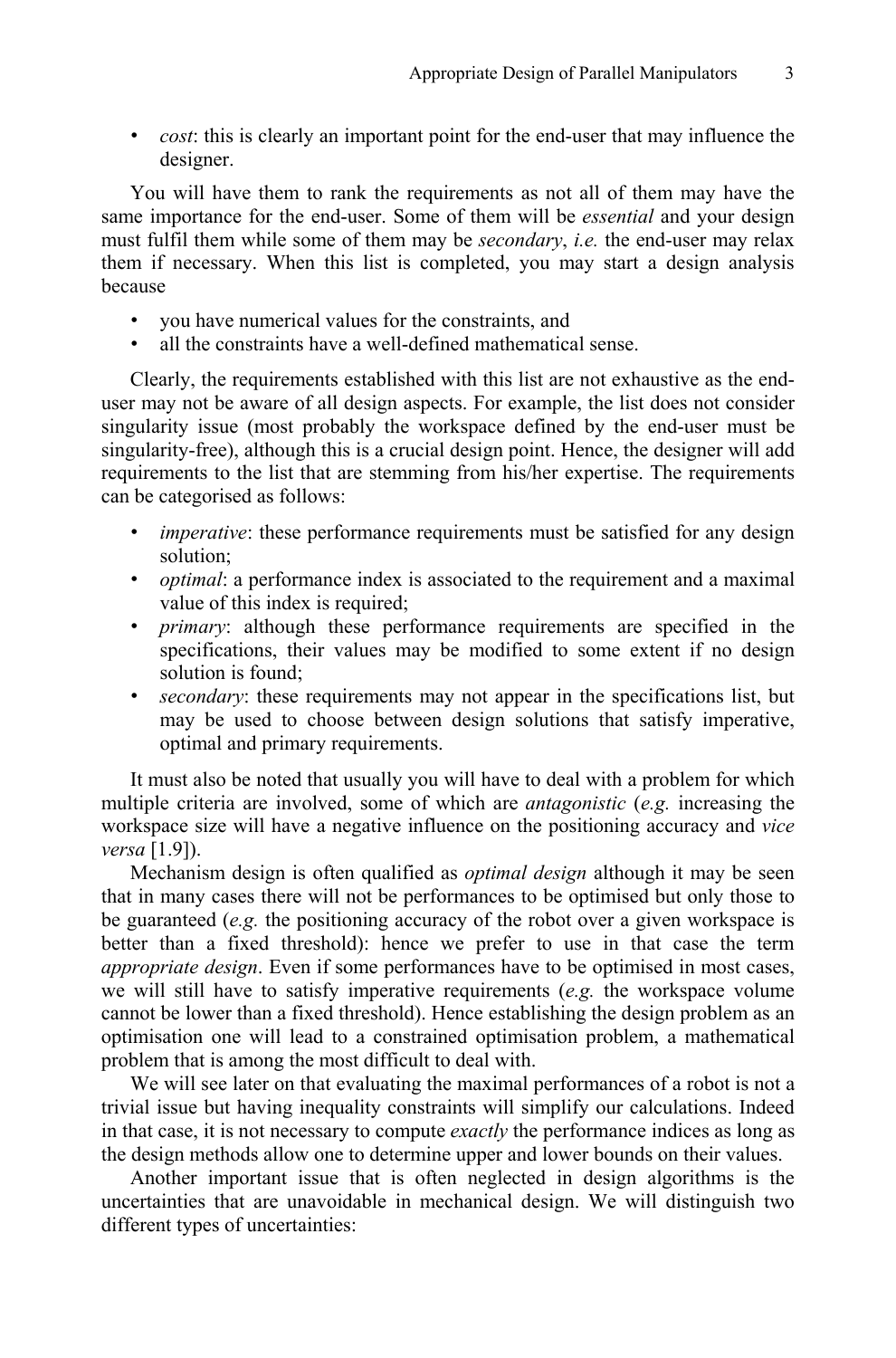- *cost*: this is clearly an important point for the end-user that may influence the designer.

You will have them to rank the requirements as not all of them may have the same importance for the end-user. Some of them will be *essential* and your design must fulfil them while some of them may be *secondary*, *i.e.* the end-user may relax them if necessary. When this list is completed, you may start a design analysis because

- you have numerical values for the constraints, and
- all the constraints have a well-defined mathematical sense.

Clearly, the requirements established with this list are not exhaustive as the end-user may not be aware of all design aspects. For example, the list does not consider singularity issue (most probably the workspace defined by the end-user must be singularity-free), although this is a crucial design point. Hence, the designer will add requirements to the list that are stemming from his/her expertise. The requirements can be categorised as follows:

- *imperative*: these performance requirements must be satisfied for any design solution;
- *optimal*: a performance index is associated to the requirement and a maximal value of this index is required;
- *primary*: although these performance requirements are specified in the specifications, their values may be modified to some extent if no design solution is found;
- *secondary*: these requirements may not appear in the specifications list, but may be used to choose between design solutions that satisfy imperative, optimal and primary requirements.

It must also be noted that usually you will have to deal with a problem for which multiple criteria are involved, some of which are *antagonistic* (*e.g.* increasing the workspace size will have a negative influence on the positioning accuracy and *vice versa* [1.9]).

Mechanism design is often qualified as *optimal design* although it may be seen that in many cases there will not be performances to be optimised but only those to be guaranteed (*e.g.* the positioning accuracy of the robot over a given workspace is better than a fixed threshold): hence we prefer to use in that case the term *appropriate design*. Even if some performances have to be optimised in most cases, we will still have to satisfy imperative requirements (*e.g.* the workspace volume cannot be lower than a fixed threshold). Hence establishing the design problem as an optimisation one will lead to a constrained optimisation problem, a mathematical problem that is among the most difficult to deal with.

We will see later on that evaluating the maximal performances of a robot is not a trivial issue but having inequality constraints will simplify our calculations. Indeed in that case, it is not necessary to compute *exactly* the performance indices as long as the design methods allow one to determine upper and lower bounds on their values.

Another important issue that is often neglected in design algorithms is the uncertainties that are unavoidable in mechanical design. We will distinguish two different types of uncertainties: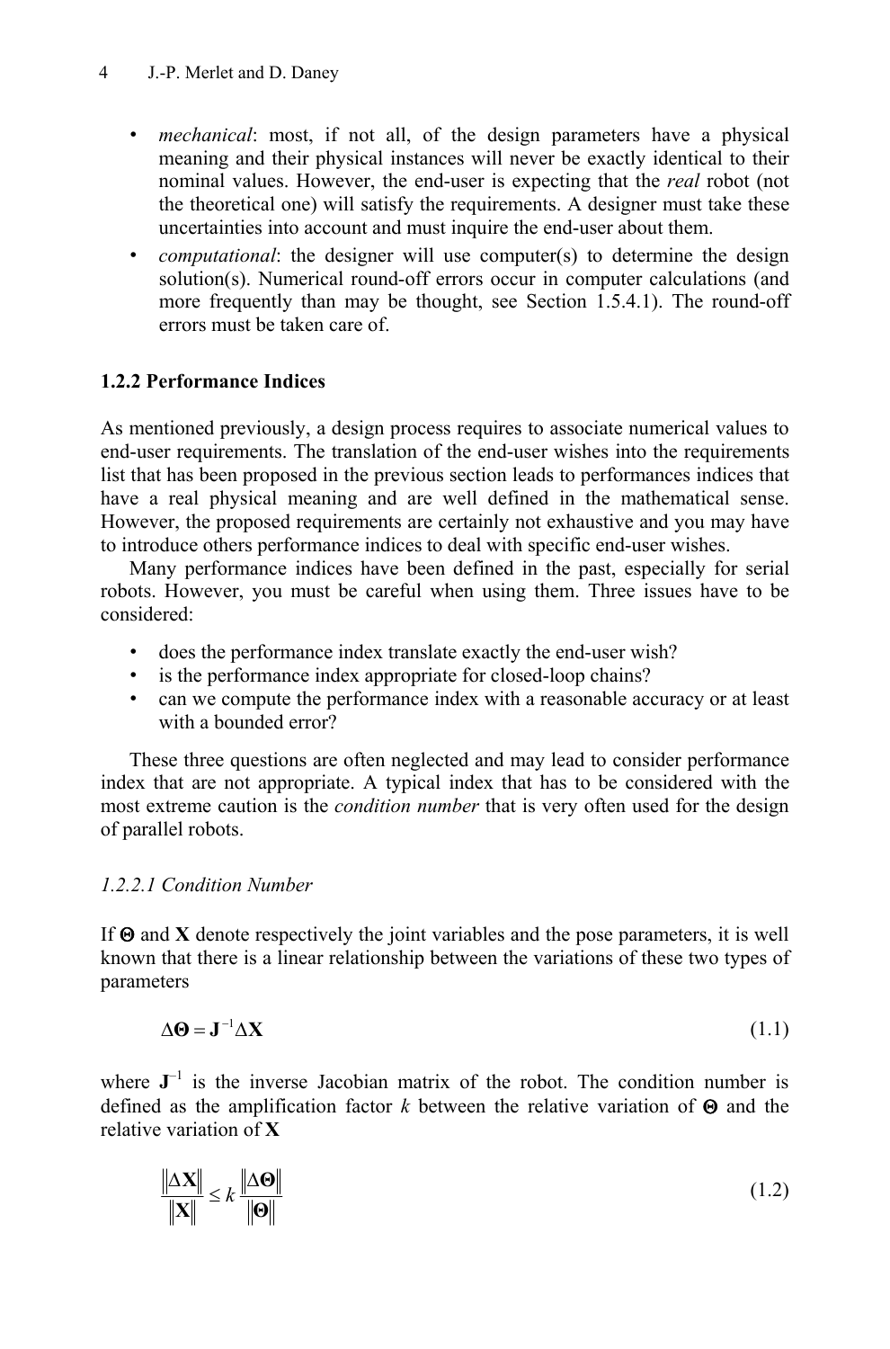- *mechanical*: most, if not all, of the design parameters have a physical meaning and their physical instances will never be exactly identical to their nominal values. However, the end-user is expecting that the *real* robot (not the theoretical one) will satisfy the requirements. A designer must take these uncertainties into account and must inquire the end-user about them.
- *computational*: the designer will use computer(s) to determine the design solution(s). Numerical round-off errors occur in computer calculations (and more frequently than may be thought, see Section 1.5.4.1). The round-off errors must be taken care of.

### 1.2.2 Performance Indices

As mentioned previously, a design process requires to associate numerical values to end-user requirements. The translation of the end-user wishes into the requirements list that has been proposed in the previous section leads to performances indices that have a real physical meaning and are well defined in the mathematical sense. However, the proposed requirements are certainly not exhaustive and you may have to introduce others performance indices to deal with specific end-user wishes.

Many performance indices have been defined in the past, especially for serial robots. However, you must be careful when using them. Three issues have to be considered:

- does the performance index translate exactly the end-user wish?
- is the performance index appropriate for closed-loop chains?
- can we compute the performance index with a reasonable accuracy or at least with a bounded error?

These three questions are often neglected and may lead to consider performance index that are not appropriate. A typical index that has to be considered with the most extreme caution is the *condition number* that is very often used for the design of parallel robots.

#### *1.2.2.1 Condition Number*

If $\mathbf{\Theta}$ and $\mathbf{X}$ denote respectively the joint variables and the pose parameters, it is well known that there is a linear relationship between the variations of these two types of parameters

$$\Delta\mathbf{\Theta} = \mathbf{J}^{-1}\Delta\mathbf{X} \tag{1.1}$$

where $\mathbf{J}^{-1}$ is the inverse Jacobian matrix of the robot. The condition number is defined as the amplification factor $k$ between the relative variation of $\mathbf{\Theta}$ and the relative variation of $\mathbf{X}$

$$\frac{\|\Delta\mathbf{X}\|}{\|\mathbf{X}\|} \leq k\,\frac{\|\Delta\mathbf{\Theta}\|}{\|\mathbf{\Theta}\|} \tag{1.2}$$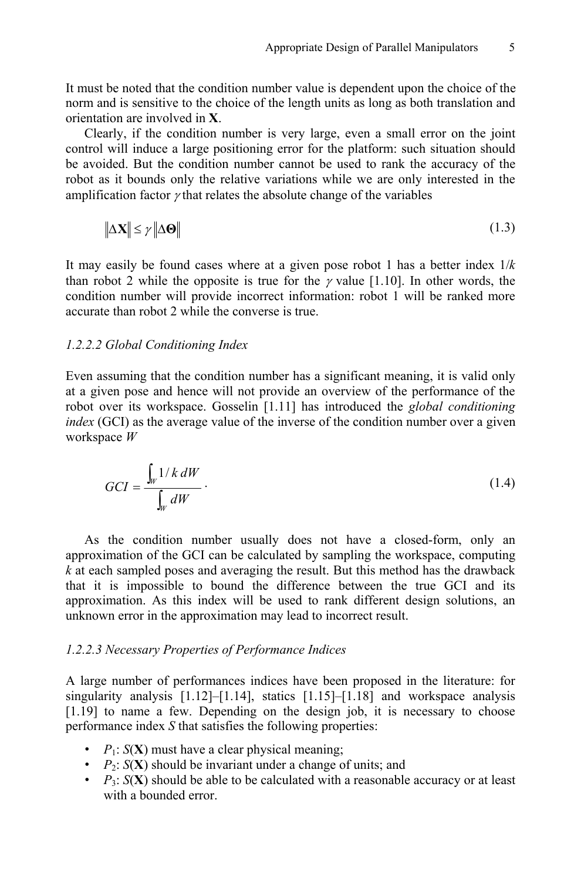It must be noted that the condition number value is dependent upon the choice of the norm and is sensitive to the choice of the length units as long as both translation and orientation are involved in **X**.

Clearly, if the condition number is very large, even a small error on the joint control will induce a large positioning error for the platform: such situation should be avoided. But the condition number cannot be used to rank the accuracy of the robot as it bounds only the relative variations while we are only interested in the amplification factor $\gamma$ that relates the absolute change of the variables

$$\|\Delta \mathbf{X}\| \leq \gamma \|\Delta \mathbf{\Theta}\| \tag{1.3}$$

It may easily be found cases where at a given pose robot 1 has a better index $1/k$ than robot 2 while the opposite is true for the $\gamma$ value [1.10]. In other words, the condition number will provide incorrect information: robot 1 will be ranked more accurate than robot 2 while the converse is true.

### *1.2.2.2 Global Conditioning Index*

Even assuming that the condition number has a significant meaning, it is valid only at a given pose and hence will not provide an overview of the performance of the robot over its workspace. Gosselin [1.11] has introduced the *global conditioning index* (GCI) as the average value of the inverse of the condition number over a given workspace $W$

$$GCI = \frac{\int_W 1/k \, dW}{\int_W dW} \, . \tag{1.4}$$

As the condition number usually does not have a closed-form, only an approximation of the GCI can be calculated by sampling the workspace, computing $k$ at each sampled poses and averaging the result. But this method has the drawback that it is impossible to bound the difference between the true GCI and its approximation. As this index will be used to rank different design solutions, an unknown error in the approximation may lead to incorrect result.

### *1.2.2.3 Necessary Properties of Performance Indices*

A large number of performances indices have been proposed in the literature: for singularity analysis [1.12]–[1.14], statics [1.15]–[1.18] and workspace analysis [1.19] to name a few. Depending on the design job, it is necessary to choose performance index $S$ that satisfies the following properties:

- $P_1$: $S(\mathbf{X})$ must have a clear physical meaning;
- $P_2$: $S(\mathbf{X})$ should be invariant under a change of units; and
- $P_3$: $S(\mathbf{X})$ should be able to be calculated with a reasonable accuracy or at least with a bounded error.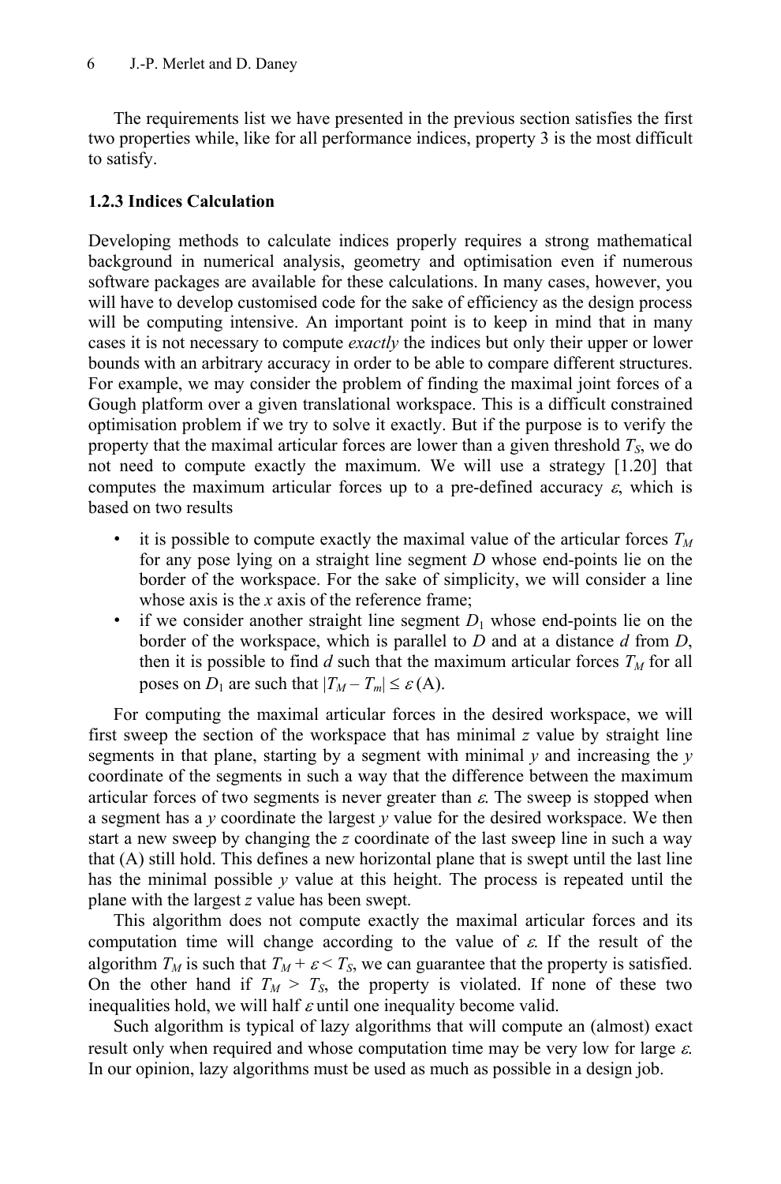The requirements list we have presented in the previous section satisfies the first two properties while, like for all performance indices, property 3 is the most difficult to satisfy.

### 1.2.3 Indices Calculation

Developing methods to calculate indices properly requires a strong mathematical background in numerical analysis, geometry and optimisation even if numerous software packages are available for these calculations. In many cases, however, you will have to develop customised code for the sake of efficiency as the design process will be computing intensive. An important point is to keep in mind that in many cases it is not necessary to compute *exactly* the indices but only their upper or lower bounds with an arbitrary accuracy in order to be able to compare different structures. For example, we may consider the problem of finding the maximal joint forces of a Gough platform over a given translational workspace. This is a difficult constrained optimisation problem if we try to solve it exactly. But if the purpose is to verify the property that the maximal articular forces are lower than a given threshold $T_S$, we do not need to compute exactly the maximum. We will use a strategy [1.20] that computes the maximum articular forces up to a pre-defined accuracy $\varepsilon$, which is based on two results

- it is possible to compute exactly the maximal value of the articular forces $T_M$ for any pose lying on a straight line segment $D$ whose end-points lie on the border of the workspace. For the sake of simplicity, we will consider a line whose axis is the $x$ axis of the reference frame;
- if we consider another straight line segment $D_1$ whose end-points lie on the border of the workspace, which is parallel to $D$ and at a distance $d$ from $D$, then it is possible to find $d$ such that the maximum articular forces $T_M$ for all poses on $D_1$ are such that $|T_M - T_m| \leq \varepsilon$ (A).

For computing the maximal articular forces in the desired workspace, we will first sweep the section of the workspace that has minimal $z$ value by straight line segments in that plane, starting by a segment with minimal $y$ and increasing the $y$ coordinate of the segments in such a way that the difference between the maximum articular forces of two segments is never greater than $\varepsilon$. The sweep is stopped when a segment has a $y$ coordinate the largest $y$ value for the desired workspace. We then start a new sweep by changing the $z$ coordinate of the last sweep line in such a way that (A) still hold. This defines a new horizontal plane that is swept until the last line has the minimal possible $y$ value at this height. The process is repeated until the plane with the largest $z$ value has been swept.

This algorithm does not compute exactly the maximal articular forces and its computation time will change according to the value of $\varepsilon$. If the result of the algorithm $T_M$ is such that $T_M + \varepsilon < T_S$, we can guarantee that the property is satisfied. On the other hand if $T_M > T_S$, the property is violated. If none of these two inequalities hold, we will half $\varepsilon$ until one inequality become valid.

Such algorithm is typical of lazy algorithms that will compute an (almost) exact result only when required and whose computation time may be very low for large $\varepsilon$. In our opinion, lazy algorithms must be used as much as possible in a design job.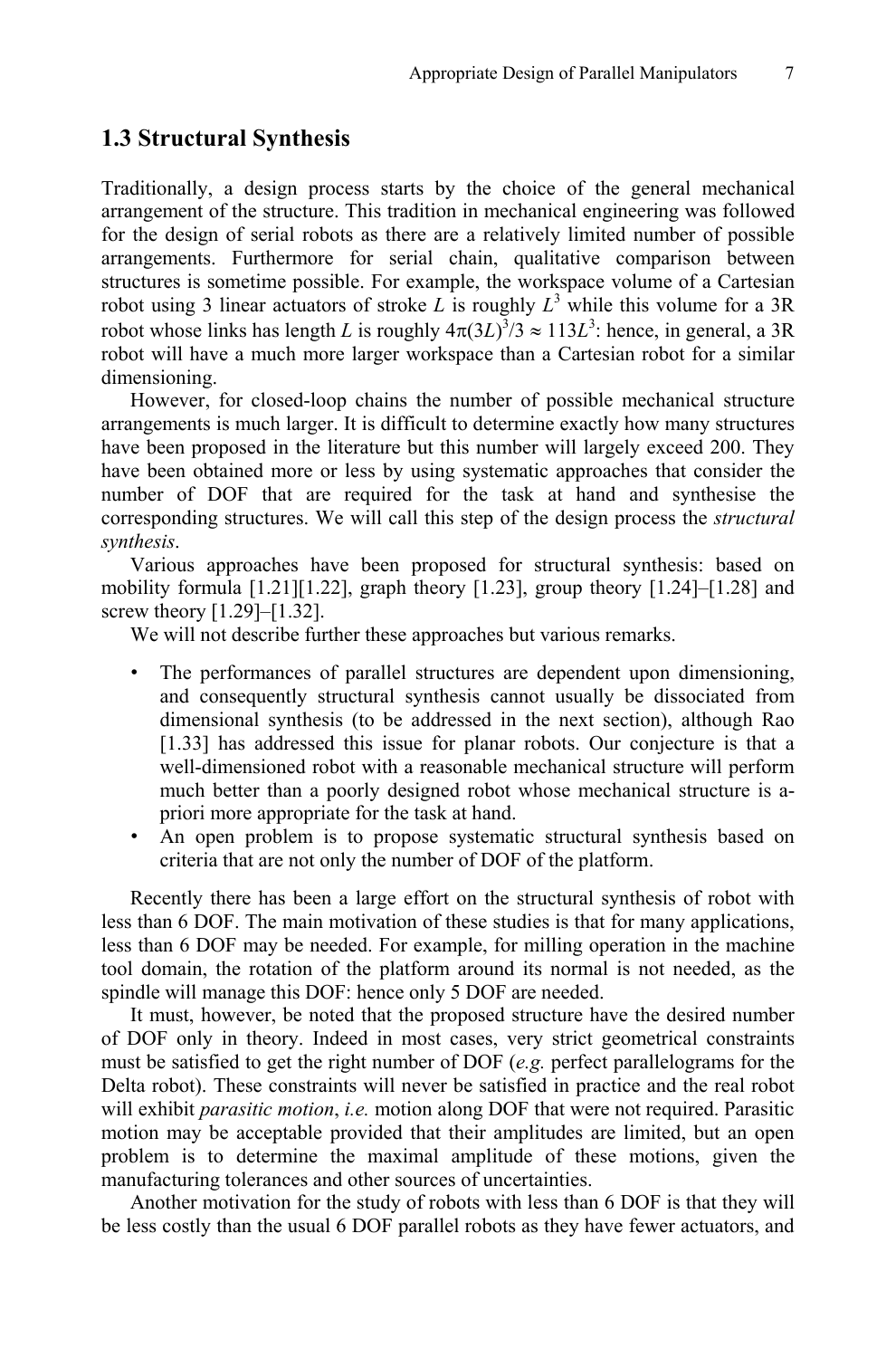## 1.3 Structural Synthesis

Traditionally, a design process starts by the choice of the general mechanical arrangement of the structure. This tradition in mechanical engineering was followed for the design of serial robots as there are a relatively limited number of possible arrangements. Furthermore for serial chain, qualitative comparison between structures is sometime possible. For example, the workspace volume of a Cartesian robot using 3 linear actuators of stroke $L$ is roughly $L^3$ while this volume for a 3R robot whose links has length $L$ is roughly $4\pi(3L)^3/3 \approx 113L^3$: hence, in general, a 3R robot will have a much more larger workspace than a Cartesian robot for a similar dimensioning.

However, for closed-loop chains the number of possible mechanical structure arrangements is much larger. It is difficult to determine exactly how many structures have been proposed in the literature but this number will largely exceed 200. They have been obtained more or less by using systematic approaches that consider the number of DOF that are required for the task at hand and synthesise the corresponding structures. We will call this step of the design process the *structural synthesis*.

Various approaches have been proposed for structural synthesis: based on mobility formula [1.21][1.22], graph theory [1.23], group theory [1.24]–[1.28] and screw theory [1.29]–[1.32].

We will not describe further these approaches but various remarks.

- The performances of parallel structures are dependent upon dimensioning, and consequently structural synthesis cannot usually be dissociated from dimensional synthesis (to be addressed in the next section), although Rao [1.33] has addressed this issue for planar robots. Our conjecture is that a well-dimensioned robot with a reasonable mechanical structure will perform much better than a poorly designed robot whose mechanical structure is a-priori more appropriate for the task at hand.
- An open problem is to propose systematic structural synthesis based on criteria that are not only the number of DOF of the platform.

Recently there has been a large effort on the structural synthesis of robot with less than 6 DOF. The main motivation of these studies is that for many applications, less than 6 DOF may be needed. For example, for milling operation in the machine tool domain, the rotation of the platform around its normal is not needed, as the spindle will manage this DOF: hence only 5 DOF are needed.

It must, however, be noted that the proposed structure have the desired number of DOF only in theory. Indeed in most cases, very strict geometrical constraints must be satisfied to get the right number of DOF (*e.g.* perfect parallelograms for the Delta robot). These constraints will never be satisfied in practice and the real robot will exhibit *parasitic motion*, *i.e.* motion along DOF that were not required. Parasitic motion may be acceptable provided that their amplitudes are limited, but an open problem is to determine the maximal amplitude of these motions, given the manufacturing tolerances and other sources of uncertainties.

Another motivation for the study of robots with less than 6 DOF is that they will be less costly than the usual 6 DOF parallel robots as they have fewer actuators, and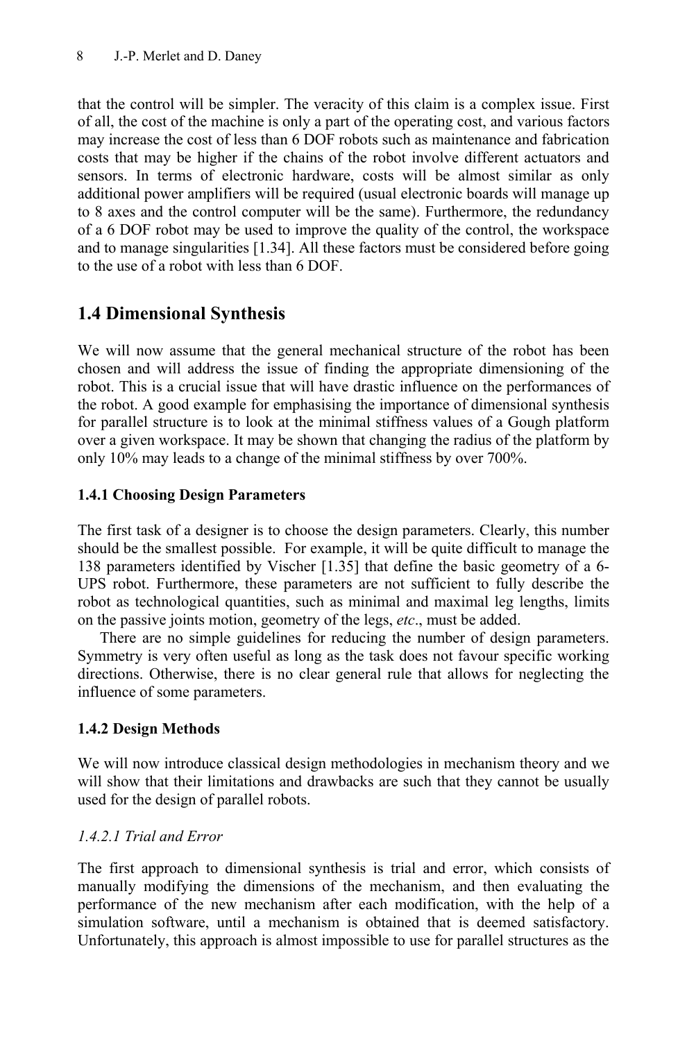that the control will be simpler. The veracity of this claim is a complex issue. First of all, the cost of the machine is only a part of the operating cost, and various factors may increase the cost of less than 6 DOF robots such as maintenance and fabrication costs that may be higher if the chains of the robot involve different actuators and sensors. In terms of electronic hardware, costs will be almost similar as only additional power amplifiers will be required (usual electronic boards will manage up to 8 axes and the control computer will be the same). Furthermore, the redundancy of a 6 DOF robot may be used to improve the quality of the control, the workspace and to manage singularities [1.34]. All these factors must be considered before going to the use of a robot with less than 6 DOF.

## 1.4 Dimensional Synthesis

We will now assume that the general mechanical structure of the robot has been chosen and will address the issue of finding the appropriate dimensioning of the robot. This is a crucial issue that will have drastic influence on the performances of the robot. A good example for emphasising the importance of dimensional synthesis for parallel structure is to look at the minimal stiffness values of a Gough platform over a given workspace. It may be shown that changing the radius of the platform by only 10% may leads to a change of the minimal stiffness by over 700%.

### 1.4.1 Choosing Design Parameters

The first task of a designer is to choose the design parameters. Clearly, this number should be the smallest possible. For example, it will be quite difficult to manage the 138 parameters identified by Vischer [1.35] that define the basic geometry of a 6-UPS robot. Furthermore, these parameters are not sufficient to fully describe the robot as technological quantities, such as minimal and maximal leg lengths, limits on the passive joints motion, geometry of the legs, *etc*., must be added.

There are no simple guidelines for reducing the number of design parameters. Symmetry is very often useful as long as the task does not favour specific working directions. Otherwise, there is no clear general rule that allows for neglecting the influence of some parameters.

### 1.4.2 Design Methods

We will now introduce classical design methodologies in mechanism theory and we will show that their limitations and drawbacks are such that they cannot be usually used for the design of parallel robots.

#### *1.4.2.1 Trial and Error*

The first approach to dimensional synthesis is trial and error, which consists of manually modifying the dimensions of the mechanism, and then evaluating the performance of the new mechanism after each modification, with the help of a simulation software, until a mechanism is obtained that is deemed satisfactory. Unfortunately, this approach is almost impossible to use for parallel structures as the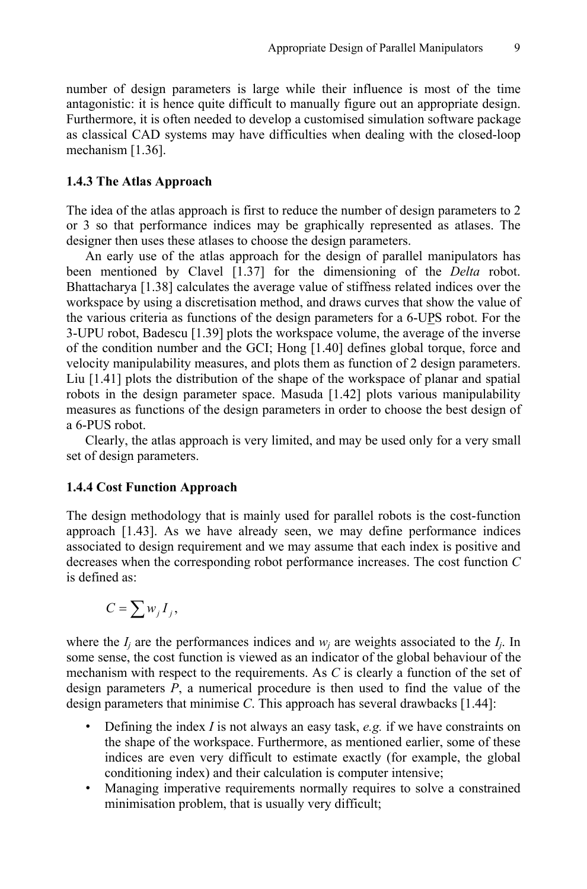number of design parameters is large while their influence is most of the time antagonistic: it is hence quite difficult to manually figure out an appropriate design. Furthermore, it is often needed to develop a customised simulation software package as classical CAD systems may have difficulties when dealing with the closed-loop mechanism [1.36].

### 1.4.3 The Atlas Approach

The idea of the atlas approach is first to reduce the number of design parameters to 2 or 3 so that performance indices may be graphically represented as atlases. The designer then uses these atlases to choose the design parameters.

An early use of the atlas approach for the design of parallel manipulators has been mentioned by Clavel [1.37] for the dimensioning of the *Delta* robot. Bhattacharya [1.38] calculates the average value of stiffness related indices over the workspace by using a discretisation method, and draws curves that show the value of the various criteria as functions of the design parameters for a 6-UPS robot. For the 3-UPU robot, Badescu [1.39] plots the workspace volume, the average of the inverse of the condition number and the GCI; Hong [1.40] defines global torque, force and velocity manipulability measures, and plots them as function of 2 design parameters. Liu [1.41] plots the distribution of the shape of the workspace of planar and spatial robots in the design parameter space. Masuda [1.42] plots various manipulability measures as functions of the design parameters in order to choose the best design of a 6-PUS robot.

Clearly, the atlas approach is very limited, and may be used only for a very small set of design parameters.

### 1.4.4 Cost Function Approach

The design methodology that is mainly used for parallel robots is the cost-function approach [1.43]. As we have already seen, we may define performance indices associated to design requirement and we may assume that each index is positive and decreases when the corresponding robot performance increases. The cost function $C$ is defined as:

$$C = \sum w_j I_j ,$$

where the $I_j$ are the performances indices and $w_j$ are weights associated to the $I_j$. In some sense, the cost function is viewed as an indicator of the global behaviour of the mechanism with respect to the requirements. As $C$ is clearly a function of the set of design parameters $P$, a numerical procedure is then used to find the value of the design parameters that minimise $C$. This approach has several drawbacks [1.44]:

- Defining the index $I$ is not always an easy task, *e.g.* if we have constraints on the shape of the workspace. Furthermore, as mentioned earlier, some of these indices are even very difficult to estimate exactly (for example, the global conditioning index) and their calculation is computer intensive;
- Managing imperative requirements normally requires to solve a constrained minimisation problem, that is usually very difficult;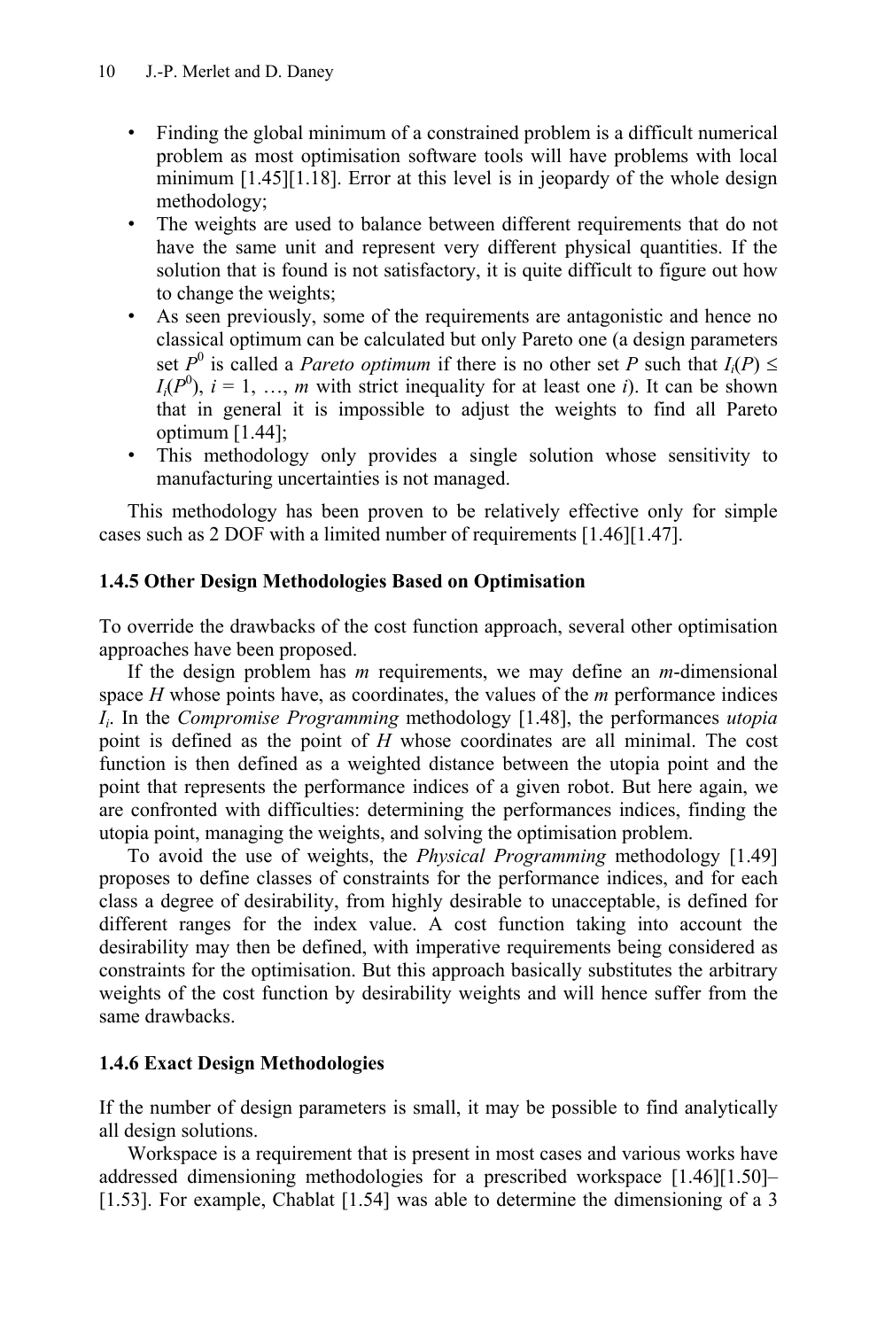- Finding the global minimum of a constrained problem is a difficult numerical problem as most optimisation software tools will have problems with local minimum [1.45][1.18]. Error at this level is in jeopardy of the whole design methodology;
- The weights are used to balance between different requirements that do not have the same unit and represent very different physical quantities. If the solution that is found is not satisfactory, it is quite difficult to figure out how to change the weights;
- As seen previously, some of the requirements are antagonistic and hence no classical optimum can be calculated but only Pareto one (a design parameters set $P^0$ is called a *Pareto optimum* if there is no other set $P$ such that $I_i(P) \leq I_i(P^0)$, $i = 1, \ldots, m$ with strict inequality for at least one $i$). It can be shown that in general it is impossible to adjust the weights to find all Pareto optimum [1.44];
- This methodology only provides a single solution whose sensitivity to manufacturing uncertainties is not managed.

This methodology has been proven to be relatively effective only for simple cases such as 2 DOF with a limited number of requirements [1.46][1.47].

### 1.4.5 Other Design Methodologies Based on Optimisation

To override the drawbacks of the cost function approach, several other optimisation approaches have been proposed.

If the design problem has $m$ requirements, we may define an $m$-dimensional space $H$ whose points have, as coordinates, the values of the $m$ performance indices $I_i$. In the *Compromise Programming* methodology [1.48], the performances *utopia* point is defined as the point of $H$ whose coordinates are all minimal. The cost function is then defined as a weighted distance between the utopia point and the point that represents the performance indices of a given robot. But here again, we are confronted with difficulties: determining the performances indices, finding the utopia point, managing the weights, and solving the optimisation problem.

To avoid the use of weights, the *Physical Programming* methodology [1.49] proposes to define classes of constraints for the performance indices, and for each class a degree of desirability, from highly desirable to unacceptable, is defined for different ranges for the index value. A cost function taking into account the desirability may then be defined, with imperative requirements being considered as constraints for the optimisation. But this approach basically substitutes the arbitrary weights of the cost function by desirability weights and will hence suffer from the same drawbacks.

### 1.4.6 Exact Design Methodologies

If the number of design parameters is small, it may be possible to find analytically all design solutions.

Workspace is a requirement that is present in most cases and various works have addressed dimensioning methodologies for a prescribed workspace [1.46][1.50]–[1.53]. For example, Chablat [1.54] was able to determine the dimensioning of a 3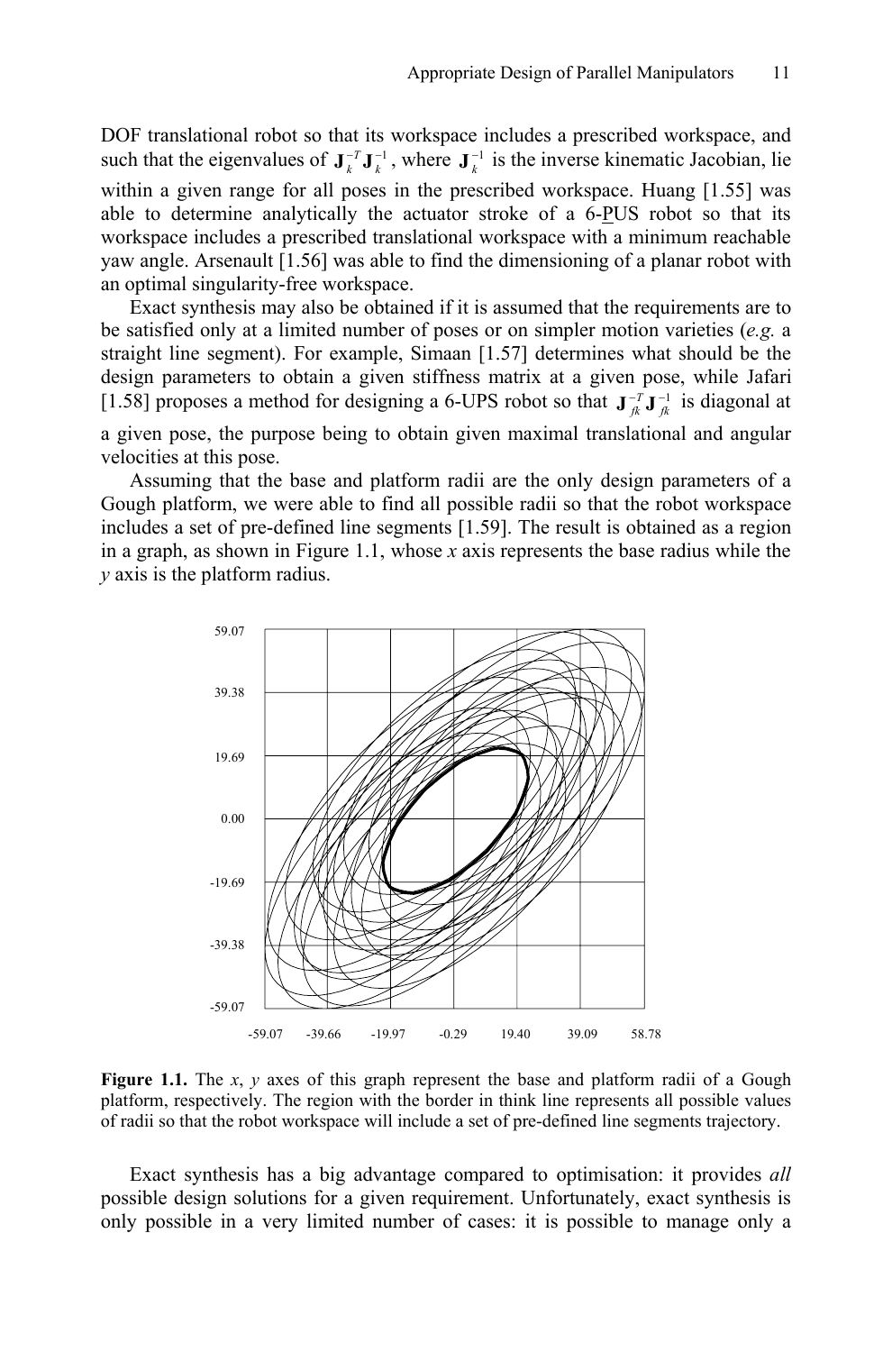DOF translational robot so that its workspace includes a prescribed workspace, and such that the eigenvalues of $\mathbf{J}_k^{-T}\mathbf{J}_k^{-1}$, where $\mathbf{J}_k^{-1}$ is the inverse kinematic Jacobian, lie within a given range for all poses in the prescribed workspace. Huang [1.55] was able to determine analytically the actuator stroke of a 6-PUS robot so that its workspace includes a prescribed translational workspace with a minimum reachable yaw angle. Arsenault [1.56] was able to find the dimensioning of a planar robot with an optimal singularity-free workspace.

Exact synthesis may also be obtained if it is assumed that the requirements are to be satisfied only at a limited number of poses or on simpler motion varieties (*e.g.* a straight line segment). For example, Simaan [1.57] determines what should be the design parameters to obtain a given stiffness matrix at a given pose, while Jafari [1.58] proposes a method for designing a 6-UPS robot so that $\mathbf{J}_{fk}^{-T}\mathbf{J}_{fk}^{-1}$ is diagonal at a given pose, the purpose being to obtain given maximal translational and angular velocities at this pose.

Assuming that the base and platform radii are the only design parameters of a Gough platform, we were able to find all possible radii so that the robot workspace includes a set of pre-defined line segments [1.59]. The result is obtained as a region in a graph, as shown in Figure 1.1, whose *x* axis represents the base radius while the *y* axis is the platform radius.

**Figure 1.1.** The *x*, *y* axes of this graph represent the base and platform radii of a Gough platform, respectively. The region with the border in think line represents all possible values of radii so that the robot workspace will include a set of pre-defined line segments trajectory.

Exact synthesis has a big advantage compared to optimisation: it provides *all* possible design solutions for a given requirement. Unfortunately, exact synthesis is only possible in a very limited number of cases: it is possible to manage only a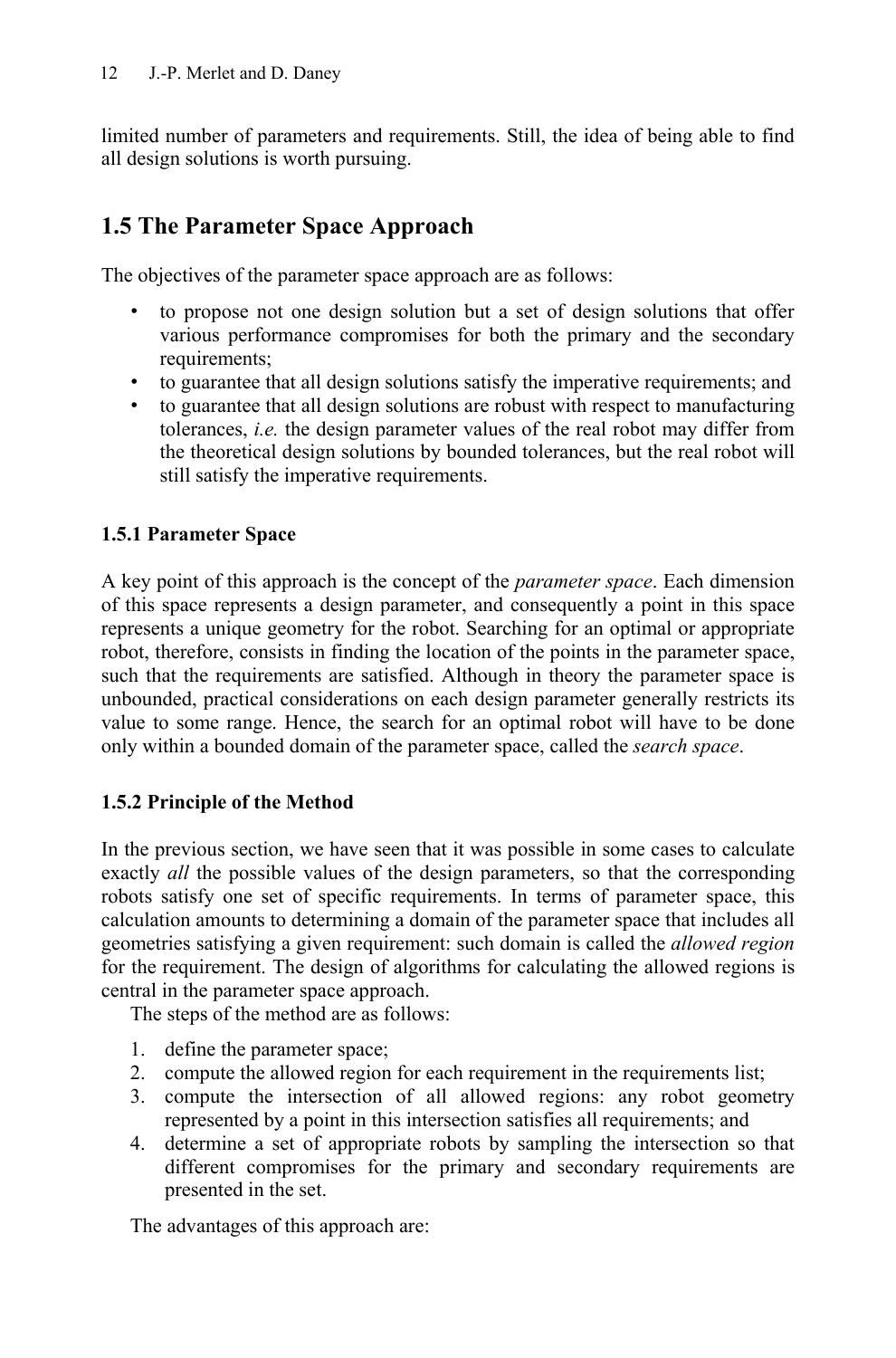limited number of parameters and requirements. Still, the idea of being able to find all design solutions is worth pursuing.

## 1.5 The Parameter Space Approach

The objectives of the parameter space approach are as follows:

- to propose not one design solution but a set of design solutions that offer various performance compromises for both the primary and the secondary requirements;
- to guarantee that all design solutions satisfy the imperative requirements; and
- to guarantee that all design solutions are robust with respect to manufacturing tolerances, *i.e.* the design parameter values of the real robot may differ from the theoretical design solutions by bounded tolerances, but the real robot will still satisfy the imperative requirements.

### 1.5.1 Parameter Space

A key point of this approach is the concept of the *parameter space*. Each dimension of this space represents a design parameter, and consequently a point in this space represents a unique geometry for the robot. Searching for an optimal or appropriate robot, therefore, consists in finding the location of the points in the parameter space, such that the requirements are satisfied. Although in theory the parameter space is unbounded, practical considerations on each design parameter generally restricts its value to some range. Hence, the search for an optimal robot will have to be done only within a bounded domain of the parameter space, called the *search space*.

### 1.5.2 Principle of the Method

In the previous section, we have seen that it was possible in some cases to calculate exactly *all* the possible values of the design parameters, so that the corresponding robots satisfy one set of specific requirements. In terms of parameter space, this calculation amounts to determining a domain of the parameter space that includes all geometries satisfying a given requirement: such domain is called the *allowed region* for the requirement. The design of algorithms for calculating the allowed regions is central in the parameter space approach.

The steps of the method are as follows:

1. define the parameter space;
2. compute the allowed region for each requirement in the requirements list;
3. compute the intersection of all allowed regions: any robot geometry represented by a point in this intersection satisfies all requirements; and
4. determine a set of appropriate robots by sampling the intersection so that different compromises for the primary and secondary requirements are presented in the set.

The advantages of this approach are: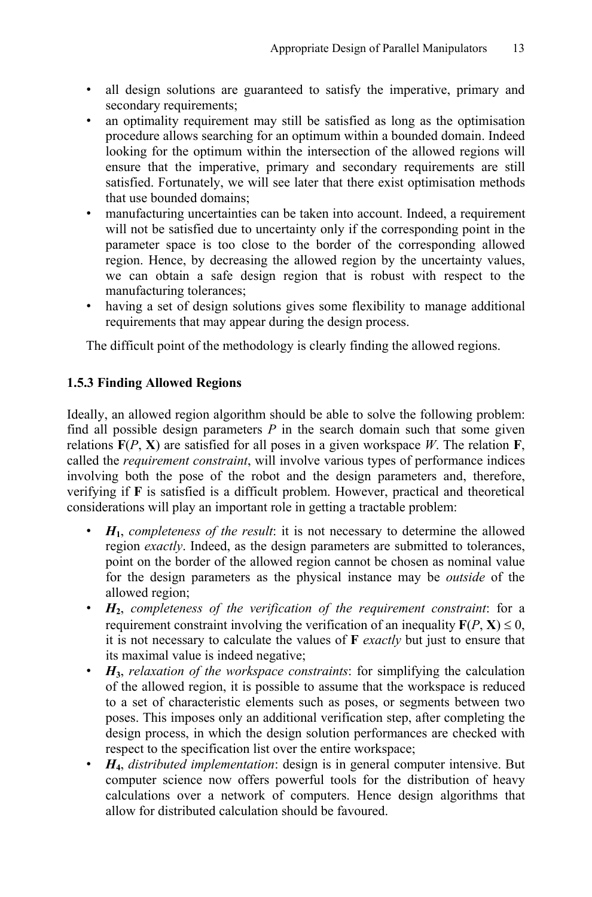- all design solutions are guaranteed to satisfy the imperative, primary and secondary requirements;
- an optimality requirement may still be satisfied as long as the optimisation procedure allows searching for an optimum within a bounded domain. Indeed looking for the optimum within the intersection of the allowed regions will ensure that the imperative, primary and secondary requirements are still satisfied. Fortunately, we will see later that there exist optimisation methods that use bounded domains;
- manufacturing uncertainties can be taken into account. Indeed, a requirement will not be satisfied due to uncertainty only if the corresponding point in the parameter space is too close to the border of the corresponding allowed region. Hence, by decreasing the allowed region by the uncertainty values, we can obtain a safe design region that is robust with respect to the manufacturing tolerances;
- having a set of design solutions gives some flexibility to manage additional requirements that may appear during the design process.

The difficult point of the methodology is clearly finding the allowed regions.

### 1.5.3 Finding Allowed Regions

Ideally, an allowed region algorithm should be able to solve the following problem: find all possible design parameters $P$ in the search domain such that some given relations $\mathbf{F}(P, \mathbf{X})$ are satisfied for all poses in a given workspace $W$. The relation $\mathbf{F}$, called the *requirement constraint*, will involve various types of performance indices involving both the pose of the robot and the design parameters and, therefore, verifying if $\mathbf{F}$ is satisfied is a difficult problem. However, practical and theoretical considerations will play an important role in getting a tractable problem:

- $\boldsymbol{H_1}$, *completeness of the result*: it is not necessary to determine the allowed region *exactly*. Indeed, as the design parameters are submitted to tolerances, point on the border of the allowed region cannot be chosen as nominal value for the design parameters as the physical instance may be *outside* of the allowed region;
- $\boldsymbol{H_2}$, *completeness of the verification of the requirement constraint*: for a requirement constraint involving the verification of an inequality $\mathbf{F}(P, \mathbf{X}) \leq 0$, it is not necessary to calculate the values of $\mathbf{F}$ *exactly* but just to ensure that its maximal value is indeed negative;
- $\boldsymbol{H_3}$, *relaxation of the workspace constraints*: for simplifying the calculation of the allowed region, it is possible to assume that the workspace is reduced to a set of characteristic elements such as poses, or segments between two poses. This imposes only an additional verification step, after completing the design process, in which the design solution performances are checked with respect to the specification list over the entire workspace;
- $\boldsymbol{H_4}$, *distributed implementation*: design is in general computer intensive. But computer science now offers powerful tools for the distribution of heavy calculations over a network of computers. Hence design algorithms that allow for distributed calculation should be favoured.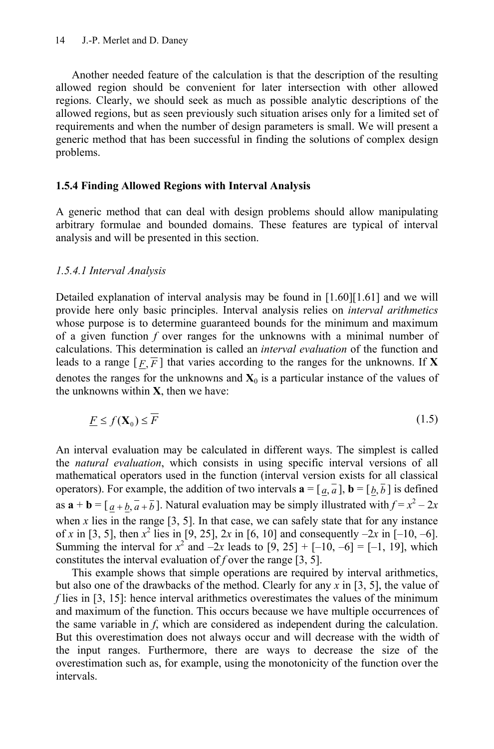Another needed feature of the calculation is that the description of the resulting allowed region should be convenient for later intersection with other allowed regions. Clearly, we should seek as much as possible analytic descriptions of the allowed regions, but as seen previously such situation arises only for a limited set of requirements and when the number of design parameters is small. We will present a generic method that has been successful in finding the solutions of complex design problems.

### 1.5.4 Finding Allowed Regions with Interval Analysis

A generic method that can deal with design problems should allow manipulating arbitrary formulae and bounded domains. These features are typical of interval analysis and will be presented in this section.

#### *1.5.4.1 Interval Analysis*

Detailed explanation of interval analysis may be found in [1.60][1.61] and we will provide here only basic principles. Interval analysis relies on *interval arithmetics* whose purpose is to determine guaranteed bounds for the minimum and maximum of a given function $f$ over ranges for the unknowns with a minimal number of calculations. This determination is called an *interval evaluation* of the function and leads to a range $[\underline{F}, \overline{F}]$ that varies according to the ranges for the unknowns. If $\mathbf{X}$ denotes the ranges for the unknowns and $\mathbf{X}_0$ is a particular instance of the values of the unknowns within $\mathbf{X}$, then we have:

$$\underline{F} \leq f(\mathbf{X}_0) \leq \overline{F} \tag{1.5}$$

An interval evaluation may be calculated in different ways. The simplest is called the *natural evaluation*, which consists in using specific interval versions of all mathematical operators used in the function (interval version exists for all classical operators). For example, the addition of two intervals $\mathbf{a} = [\underline{a}, \overline{a}]$, $\mathbf{b} = [\underline{b}, \overline{b}]$ is defined as $\mathbf{a} + \mathbf{b} = [\underline{a} + \underline{b}, \overline{a} + \overline{b}]$. Natural evaluation may be simply illustrated with $f = x^2 - 2x$ when $x$ lies in the range [3, 5]. In that case, we can safely state that for any instance of $x$ in [3, 5], then $x^2$ lies in [9, 25], $2x$ in [6, 10] and consequently $-2x$ in [–10, –6]. Summing the interval for $x^2$ and $-2x$ leads to [9, 25] + [–10, –6] = [–1, 19], which constitutes the interval evaluation of $f$ over the range [3, 5].

This example shows that simple operations are required by interval arithmetics, but also one of the drawbacks of the method. Clearly for any $x$ in [3, 5], the value of $f$ lies in [3, 15]: hence interval arithmetics overestimates the values of the minimum and maximum of the function. This occurs because we have multiple occurrences of the same variable in $f$, which are considered as independent during the calculation. But this overestimation does not always occur and will decrease with the width of the input ranges. Furthermore, there are ways to decrease the size of the overestimation such as, for example, using the monotonicity of the function over the intervals.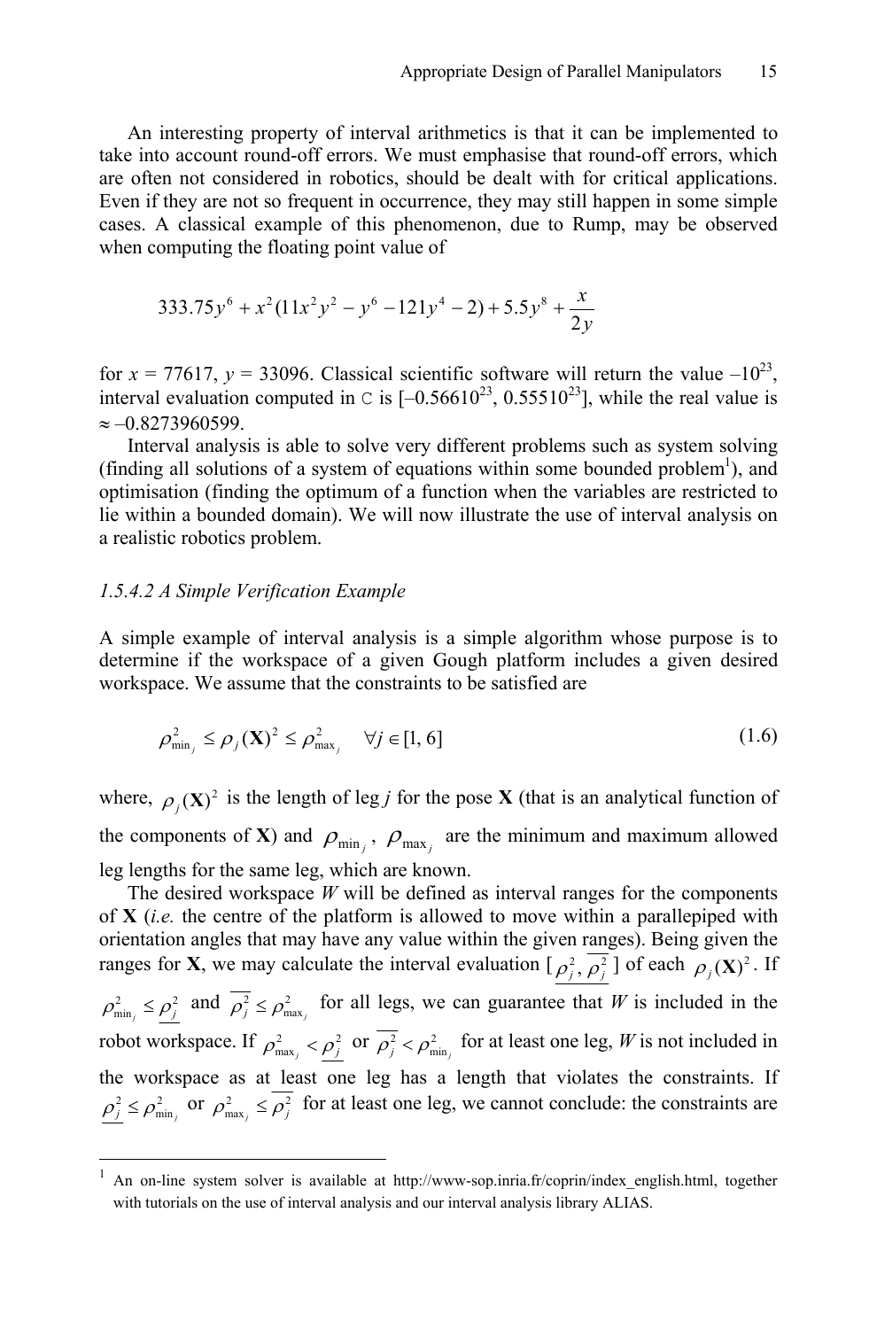An interesting property of interval arithmetics is that it can be implemented to take into account round-off errors. We must emphasise that round-off errors, which are often not considered in robotics, should be dealt with for critical applications. Even if they are not so frequent in occurrence, they may still happen in some simple cases. A classical example of this phenomenon, due to Rump, may be observed when computing the floating point value of

$$333.75y^6 + x^2(11x^2y^2 - y^6 - 121y^4 - 2) + 5.5y^8 + \frac{x}{2y}$$

for $x$ = 77617, $y$ = 33096. Classical scientific software will return the value $-10^{23}$, interval evaluation computed in C is $[-0.56610^{23}, 0.55510^{23}]$, while the real value is $\approx -0.8273960599$.

Interval analysis is able to solve very different problems such as system solving (finding all solutions of a system of equations within some bounded problem[1]), and optimisation (finding the optimum of a function when the variables are restricted to lie within a bounded domain). We will now illustrate the use of interval analysis on a realistic robotics problem.

### *1.5.4.2 A Simple Verification Example*

A simple example of interval analysis is a simple algorithm whose purpose is to determine if the workspace of a given Gough platform includes a given desired workspace. We assume that the constraints to be satisfied are

$$\rho^2_{\min_j} \leq \rho_j(\mathbf{X})^2 \leq \rho^2_{\max_j} \quad \forall j \in [1, 6] \tag{1.6}$$

where, $\rho_j(\mathbf{X})^2$ is the length of leg $j$ for the pose $\mathbf{X}$ (that is an analytical function of the components of $\mathbf{X}$) and $\rho_{\min_j}$, $\rho_{\max_j}$ are the minimum and maximum allowed leg lengths for the same leg, which are known.

The desired workspace $W$ will be defined as interval ranges for the components of $\mathbf{X}$ (*i.e.* the centre of the platform is allowed to move within a parallepiped with orientation angles that may have any value within the given ranges). Being given the ranges for $\mathbf{X}$, we may calculate the interval evaluation $[\underline{\rho^2_j}, \overline{\rho^2_j}]$ of each $\rho_j(\mathbf{X})^2$. If $\rho^2_{\min_j} \leq \underline{\rho^2_j}$ and $\overline{\rho^2_j} \leq \rho^2_{\max_j}$ for all legs, we can guarantee that $W$ is included in the robot workspace. If $\rho^2_{\max_j} < \underline{\rho^2_j}$ or $\overline{\rho^2_j} < \rho^2_{\min_j}$ for at least one leg, $W$ is not included in the workspace as at least one leg has a length that violates the constraints. If $\underline{\rho^2_j} \leq \rho^2_{\min_j}$ or $\rho^2_{\max_j} \leq \overline{\rho^2_j}$ for at least one leg, we cannot conclude: the constraints are

[1] An on-line system solver is available at http://www-sop.inria.fr/coprin/index_english.html, together with tutorials on the use of interval analysis and our interval analysis library ALIAS.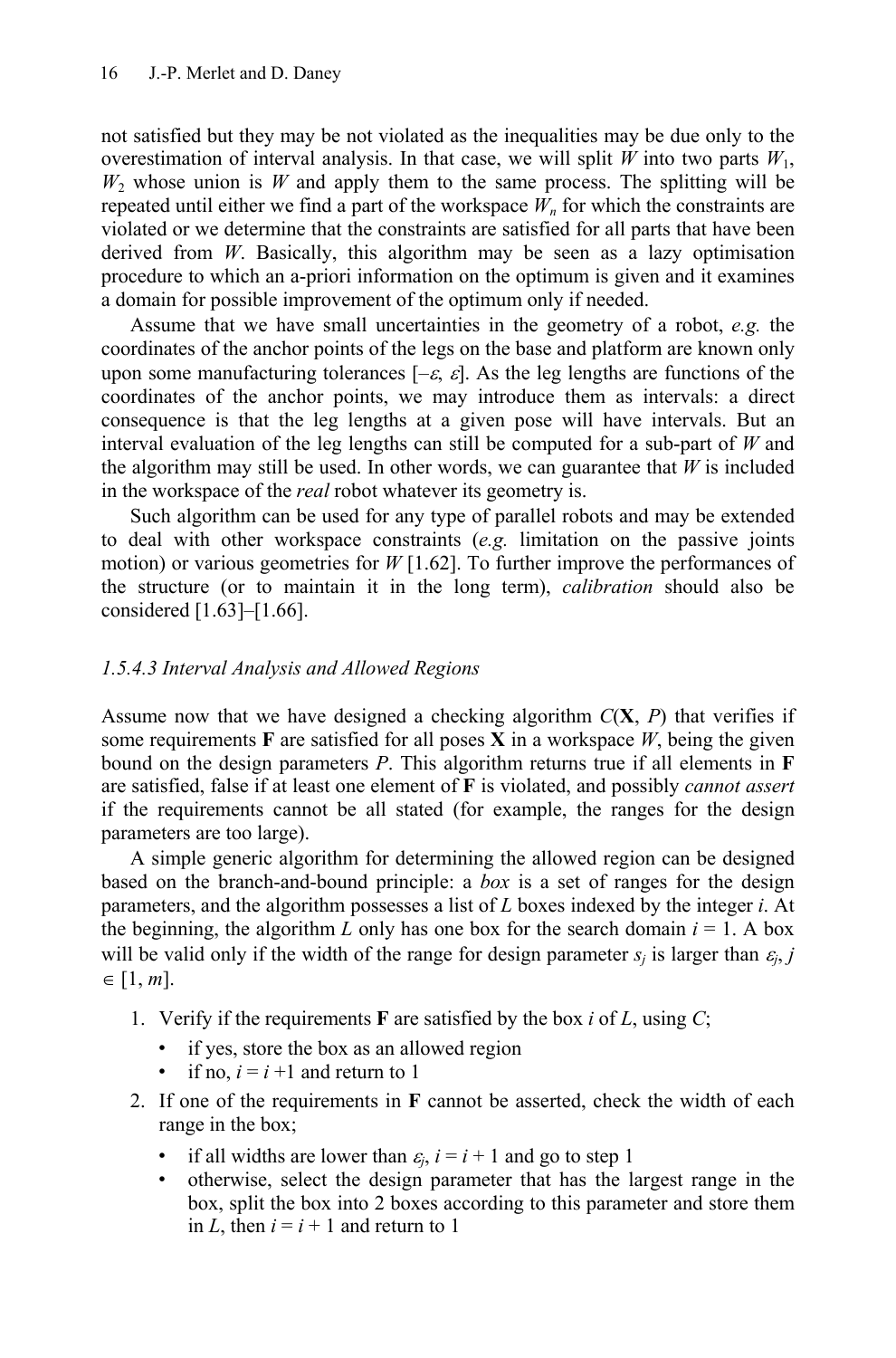not satisfied but they may be not violated as the inequalities may be due only to the overestimation of interval analysis. In that case, we will split $W$ into two parts $W_1$, $W_2$ whose union is $W$ and apply them to the same process. The splitting will be repeated until either we find a part of the workspace $W_n$ for which the constraints are violated or we determine that the constraints are satisfied for all parts that have been derived from $W$. Basically, this algorithm may be seen as a lazy optimisation procedure to which an a-priori information on the optimum is given and it examines a domain for possible improvement of the optimum only if needed.

Assume that we have small uncertainties in the geometry of a robot, *e.g.* the coordinates of the anchor points of the legs on the base and platform are known only upon some manufacturing tolerances $[-\varepsilon, \varepsilon]$. As the leg lengths are functions of the coordinates of the anchor points, we may introduce them as intervals: a direct consequence is that the leg lengths at a given pose will have intervals. But an interval evaluation of the leg lengths can still be computed for a sub-part of $W$ and the algorithm may still be used. In other words, we can guarantee that $W$ is included in the workspace of the *real* robot whatever its geometry is.

Such algorithm can be used for any type of parallel robots and may be extended to deal with other workspace constraints (*e.g.* limitation on the passive joints motion) or various geometries for $W$ [1.62]. To further improve the performances of the structure (or to maintain it in the long term), *calibration* should also be considered [1.63]–[1.66].

### *1.5.4.3 Interval Analysis and Allowed Regions*

Assume now that we have designed a checking algorithm $C(\mathbf{X}, P)$ that verifies if some requirements $\mathbf{F}$ are satisfied for all poses $\mathbf{X}$ in a workspace $W$, being the given bound on the design parameters $P$. This algorithm returns true if all elements in $\mathbf{F}$ are satisfied, false if at least one element of $\mathbf{F}$ is violated, and possibly *cannot assert* if the requirements cannot be all stated (for example, the ranges for the design parameters are too large).

A simple generic algorithm for determining the allowed region can be designed based on the branch-and-bound principle: a *box* is a set of ranges for the design parameters, and the algorithm possesses a list of $L$ boxes indexed by the integer $i$. At the beginning, the algorithm $L$ only has one box for the search domain $i = 1$. A box will be valid only if the width of the range for design parameter $s_j$ is larger than $\varepsilon_j$, $j \in [1, m]$.

1. Verify if the requirements $\mathbf{F}$ are satisfied by the box $i$ of $L$, using $C$;
   - if yes, store the box as an allowed region
   - if no, $i = i + 1$ and return to 1
2. If one of the requirements in $\mathbf{F}$ cannot be asserted, check the width of each range in the box;
   - if all widths are lower than $\varepsilon_j$, $i = i + 1$ and go to step 1
   - otherwise, select the design parameter that has the largest range in the box, split the box into 2 boxes according to this parameter and store them in $L$, then $i = i + 1$ and return to 1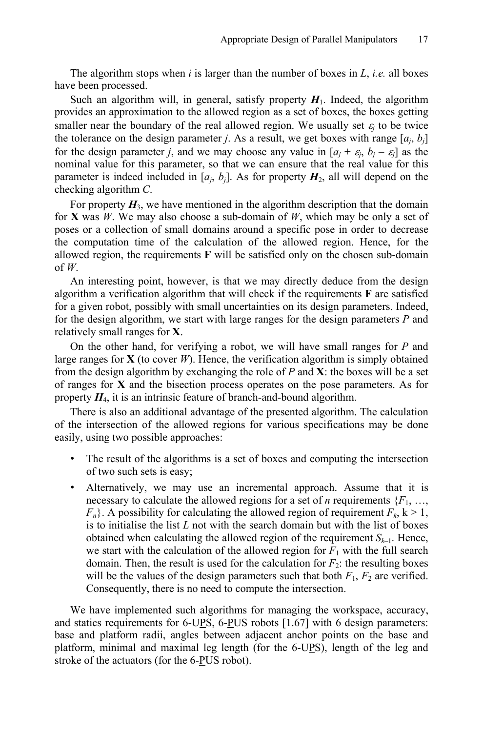The algorithm stops when $i$ is larger than the number of boxes in $L$, *i.e.* all boxes have been processed.

Such an algorithm will, in general, satisfy property $\boldsymbol{H}_1$. Indeed, the algorithm provides an approximation to the allowed region as a set of boxes, the boxes getting smaller near the boundary of the real allowed region. We usually set $\varepsilon_j$ to be twice the tolerance on the design parameter $j$. As a result, we get boxes with range $[a_j, b_j]$ for the design parameter $j$, and we may choose any value in $[a_j + \varepsilon_j, b_j - \varepsilon_j]$ as the nominal value for this parameter, so that we can ensure that the real value for this parameter is indeed included in $[a_j, b_j]$. As for property $\boldsymbol{H}_2$, all will depend on the checking algorithm $C$.

For property $\boldsymbol{H}_3$, we have mentioned in the algorithm description that the domain for $\mathbf{X}$ was $W$. We may also choose a sub-domain of $W$, which may be only a set of poses or a collection of small domains around a specific pose in order to decrease the computation time of the calculation of the allowed region. Hence, for the allowed region, the requirements $\mathbf{F}$ will be satisfied only on the chosen sub-domain of $W$.

An interesting point, however, is that we may directly deduce from the design algorithm a verification algorithm that will check if the requirements $\mathbf{F}$ are satisfied for a given robot, possibly with small uncertainties on its design parameters. Indeed, for the design algorithm, we start with large ranges for the design parameters $P$ and relatively small ranges for $\mathbf{X}$.

On the other hand, for verifying a robot, we will have small ranges for $P$ and large ranges for $\mathbf{X}$ (to cover $W$). Hence, the verification algorithm is simply obtained from the design algorithm by exchanging the role of $P$ and $\mathbf{X}$: the boxes will be a set of ranges for $\mathbf{X}$ and the bisection process operates on the pose parameters. As for property $\boldsymbol{H}_4$, it is an intrinsic feature of branch-and-bound algorithm.

There is also an additional advantage of the presented algorithm. The calculation of the intersection of the allowed regions for various specifications may be done easily, using two possible approaches:

- The result of the algorithms is a set of boxes and computing the intersection of two such sets is easy;
- Alternatively, we may use an incremental approach. Assume that it is necessary to calculate the allowed regions for a set of $n$ requirements $\{F_1, \ldots, F_n\}$. A possibility for calculating the allowed region of requirement $F_k$, $k > 1$, is to initialise the list $L$ not with the search domain but with the list of boxes obtained when calculating the allowed region of the requirement $S_{k-1}$. Hence, we start with the calculation of the allowed region for $F_1$ with the full search domain. Then, the result is used for the calculation for $F_2$: the resulting boxes will be the values of the design parameters such that both $F_1$, $F_2$ are verified. Consequently, there is no need to compute the intersection.

We have implemented such algorithms for managing the workspace, accuracy, and statics requirements for 6-U<u>P</u>S, 6-<u>P</u>US robots [1.67] with 6 design parameters: base and platform radii, angles between adjacent anchor points on the base and platform, minimal and maximal leg length (for the 6-U<u>P</u>S), length of the leg and stroke of the actuators (for the 6-<u>P</u>US robot).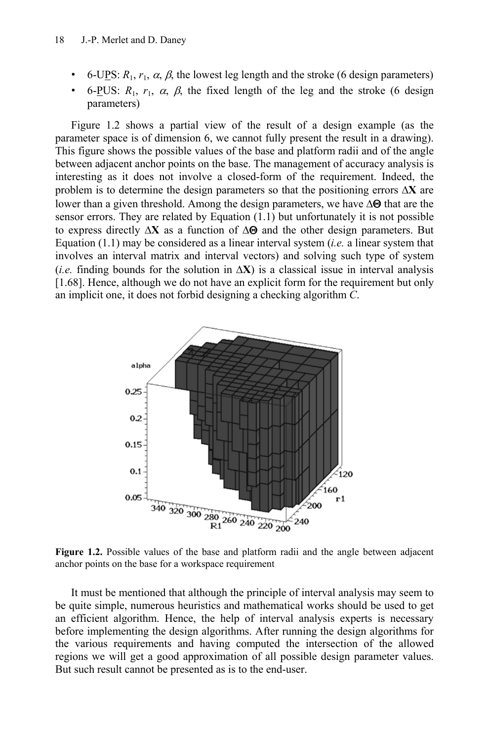- 6-U<u>P</u>S: $R_1$, $r_1$, $\alpha$, $\beta$, the lowest leg length and the stroke (6 design parameters)
- 6-<u>P</u>US: $R_1$, $r_1$, $\alpha$, $\beta$, the fixed length of the leg and the stroke (6 design parameters)

Figure 1.2 shows a partial view of the result of a design example (as the parameter space is of dimension 6, we cannot fully present the result in a drawing). This figure shows the possible values of the base and platform radii and of the angle between adjacent anchor points on the base. The management of accuracy analysis is interesting as it does not involve a closed-form of the requirement. Indeed, the problem is to determine the design parameters so that the positioning errors $\Delta\mathbf{X}$ are lower than a given threshold. Among the design parameters, we have $\Delta\boldsymbol{\Theta}$ that are the sensor errors. They are related by Equation (1.1) but unfortunately it is not possible to express directly $\Delta\mathbf{X}$ as a function of $\Delta\boldsymbol{\Theta}$ and the other design parameters. But Equation (1.1) may be considered as a linear interval system (*i.e.* a linear system that involves an interval matrix and interval vectors) and solving such type of system (*i.e.* finding bounds for the solution in $\Delta\mathbf{X}$) is a classical issue in interval analysis [1.68]. Hence, although we do not have an explicit form for the requirement but only an implicit one, it does not forbid designing a checking algorithm *C*.

**Figure 1.2.** Possible values of the base and platform radii and the angle between adjacent anchor points on the base for a workspace requirement

It must be mentioned that although the principle of interval analysis may seem to be quite simple, numerous heuristics and mathematical works should be used to get an efficient algorithm. Hence, the help of interval analysis experts is necessary before implementing the design algorithms. After running the design algorithms for the various requirements and having computed the intersection of the allowed regions we will get a good approximation of all possible design parameter values. But such result cannot be presented as is to the end-user.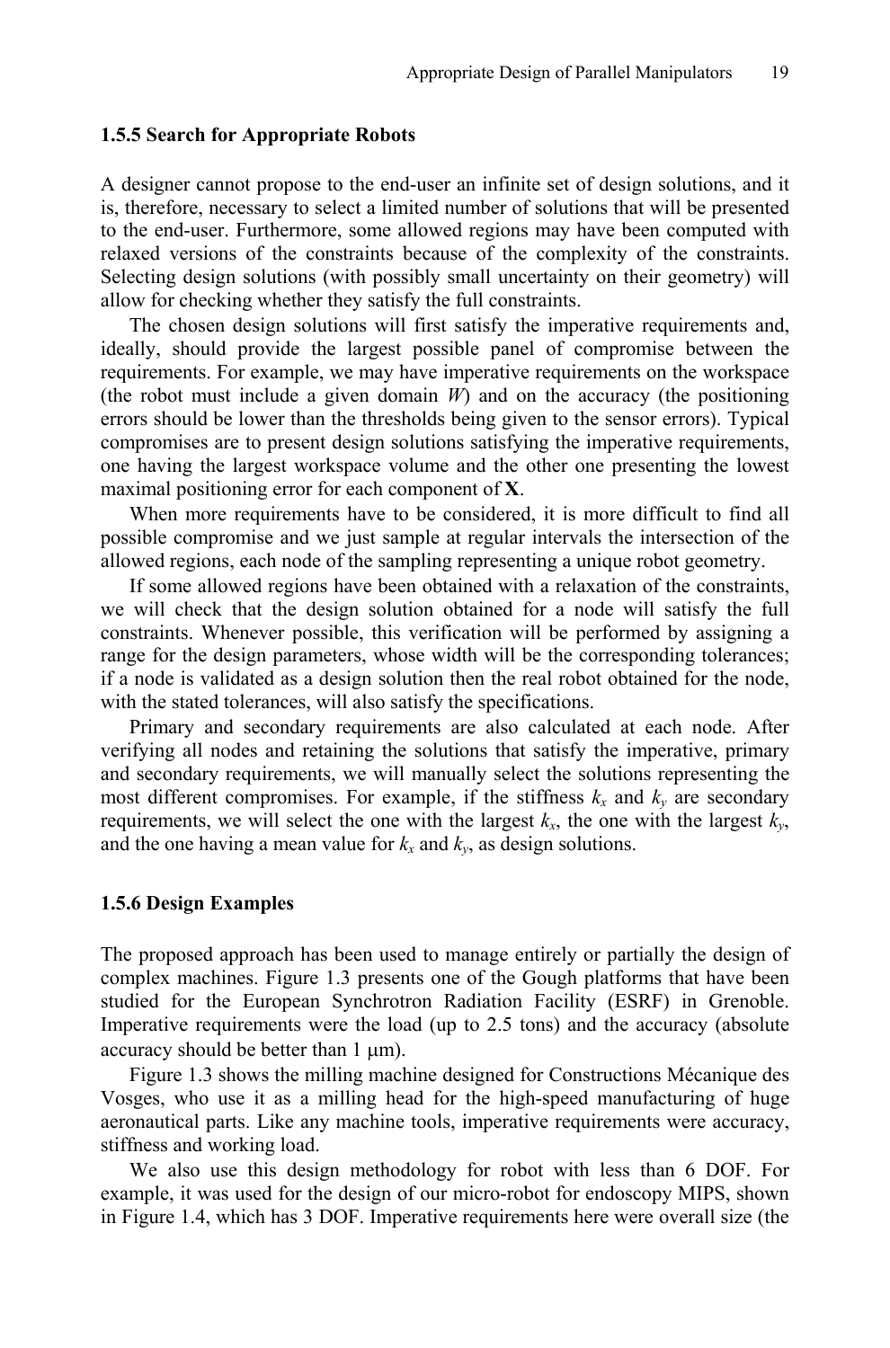### 1.5.5 Search for Appropriate Robots

A designer cannot propose to the end-user an infinite set of design solutions, and it is, therefore, necessary to select a limited number of solutions that will be presented to the end-user. Furthermore, some allowed regions may have been computed with relaxed versions of the constraints because of the complexity of the constraints. Selecting design solutions (with possibly small uncertainty on their geometry) will allow for checking whether they satisfy the full constraints.

The chosen design solutions will first satisfy the imperative requirements and, ideally, should provide the largest possible panel of compromise between the requirements. For example, we may have imperative requirements on the workspace (the robot must include a given domain $W$) and on the accuracy (the positioning errors should be lower than the thresholds being given to the sensor errors). Typical compromises are to present design solutions satisfying the imperative requirements, one having the largest workspace volume and the other one presenting the lowest maximal positioning error for each component of $\mathbf{X}$.

When more requirements have to be considered, it is more difficult to find all possible compromise and we just sample at regular intervals the intersection of the allowed regions, each node of the sampling representing a unique robot geometry.

If some allowed regions have been obtained with a relaxation of the constraints, we will check that the design solution obtained for a node will satisfy the full constraints. Whenever possible, this verification will be performed by assigning a range for the design parameters, whose width will be the corresponding tolerances; if a node is validated as a design solution then the real robot obtained for the node, with the stated tolerances, will also satisfy the specifications.

Primary and secondary requirements are also calculated at each node. After verifying all nodes and retaining the solutions that satisfy the imperative, primary and secondary requirements, we will manually select the solutions representing the most different compromises. For example, if the stiffness $k_x$ and $k_y$ are secondary requirements, we will select the one with the largest $k_x$, the one with the largest $k_y$, and the one having a mean value for $k_x$ and $k_y$, as design solutions.

### 1.5.6 Design Examples

The proposed approach has been used to manage entirely or partially the design of complex machines. Figure 1.3 presents one of the Gough platforms that have been studied for the European Synchrotron Radiation Facility (ESRF) in Grenoble. Imperative requirements were the load (up to 2.5 tons) and the accuracy (absolute accuracy should be better than 1 μm).

Figure 1.3 shows the milling machine designed for Constructions Mécanique des Vosges, who use it as a milling head for the high-speed manufacturing of huge aeronautical parts. Like any machine tools, imperative requirements were accuracy, stiffness and working load.

We also use this design methodology for robot with less than 6 DOF. For example, it was used for the design of our micro-robot for endoscopy MIPS, shown in Figure 1.4, which has 3 DOF. Imperative requirements here were overall size (the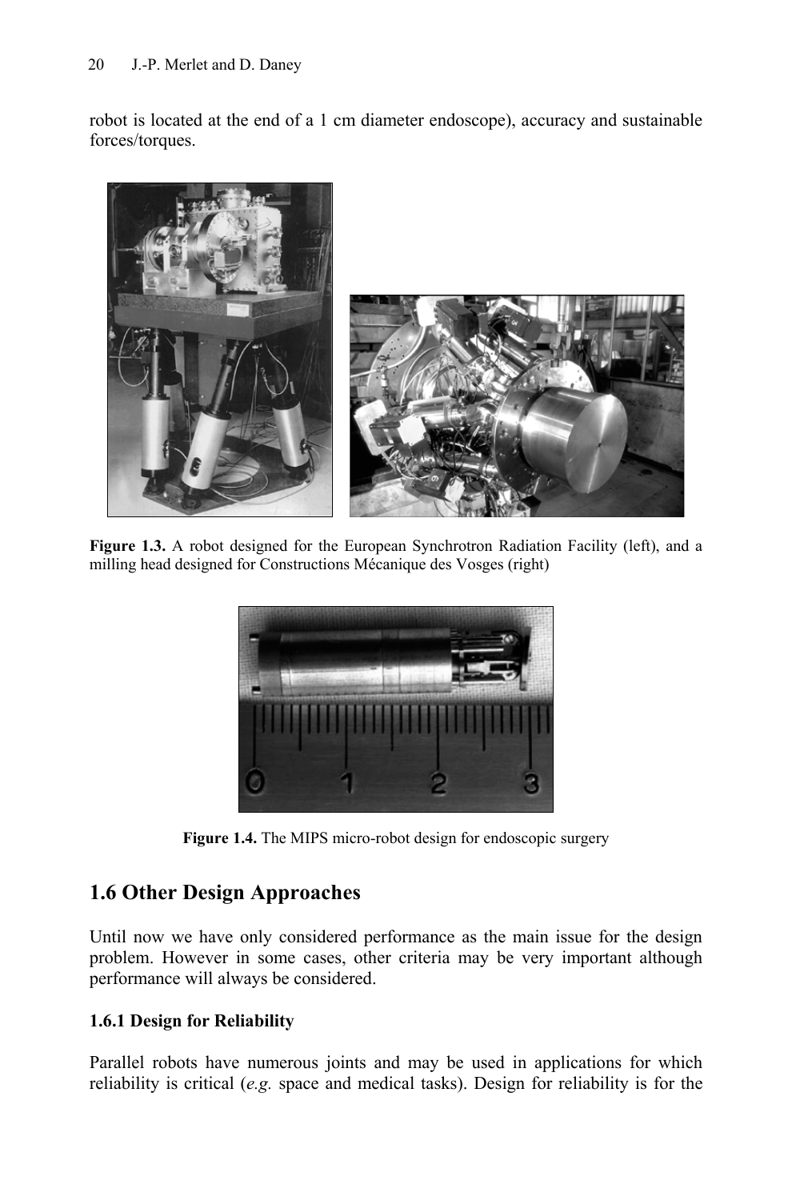robot is located at the end of a 1 cm diameter endoscope), accuracy and sustainable forces/torques.

**Figure 1.3.** A robot designed for the European Synchrotron Radiation Facility (left), and a milling head designed for Constructions Mécanique des Vosges (right)

**Figure 1.4.** The MIPS micro-robot design for endoscopic surgery

## 1.6 Other Design Approaches

Until now we have only considered performance as the main issue for the design problem. However in some cases, other criteria may be very important although performance will always be considered.

### 1.6.1 Design for Reliability

Parallel robots have numerous joints and may be used in applications for which reliability is critical (*e.g.* space and medical tasks). Design for reliability is for the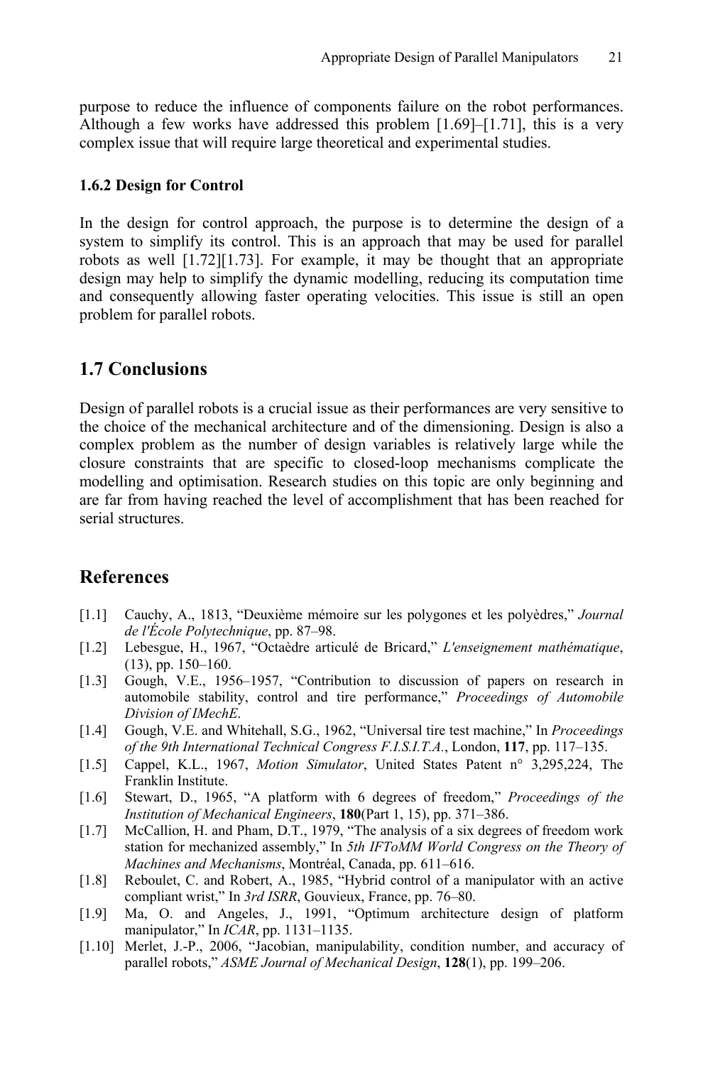purpose to reduce the influence of components failure on the robot performances. Although a few works have addressed this problem [1.69]–[1.71], this is a very complex issue that will require large theoretical and experimental studies.

### 1.6.2 Design for Control

In the design for control approach, the purpose is to determine the design of a system to simplify its control. This is an approach that may be used for parallel robots as well [1.72][1.73]. For example, it may be thought that an appropriate design may help to simplify the dynamic modelling, reducing its computation time and consequently allowing faster operating velocities. This issue is still an open problem for parallel robots.

## 1.7 Conclusions

Design of parallel robots is a crucial issue as their performances are very sensitive to the choice of the mechanical architecture and of the dimensioning. Design is also a complex problem as the number of design variables is relatively large while the closure constraints that are specific to closed-loop mechanisms complicate the modelling and optimisation. Research studies on this topic are only beginning and are far from having reached the level of accomplishment that has been reached for serial structures.

## References

- [1.1] Cauchy, A., 1813, "Deuxième mémoire sur les polygones et les polyèdres," *Journal de l'École Polytechnique*, pp. 87–98.
- [1.2] Lebesgue, H., 1967, "Octaèdre articulé de Bricard," *L'enseignement mathématique*, (13), pp. 150–160.
- [1.3] Gough, V.E., 1956–1957, "Contribution to discussion of papers on research in automobile stability, control and tire performance," *Proceedings of Automobile Division of IMechE*.
- [1.4] Gough, V.E. and Whitehall, S.G., 1962, "Universal tire test machine," In *Proceedings of the 9th International Technical Congress F.I.S.I.T.A.*, London, **117**, pp. 117–135.
- [1.5] Cappel, K.L., 1967, *Motion Simulator*, United States Patent n° 3,295,224, The Franklin Institute.
- [1.6] Stewart, D., 1965, "A platform with 6 degrees of freedom," *Proceedings of the Institution of Mechanical Engineers*, **180**(Part 1, 15), pp. 371–386.
- [1.7] McCallion, H. and Pham, D.T., 1979, "The analysis of a six degrees of freedom work station for mechanized assembly," In *5th IFToMM World Congress on the Theory of Machines and Mechanisms*, Montréal, Canada, pp. 611–616.
- [1.8] Reboulet, C. and Robert, A., 1985, "Hybrid control of a manipulator with an active compliant wrist," In *3rd ISRR*, Gouvieux, France, pp. 76–80.
- [1.9] Ma, O. and Angeles, J., 1991, "Optimum architecture design of platform manipulator," In *ICAR*, pp. 1131–1135.
- [1.10] Merlet, J.-P., 2006, "Jacobian, manipulability, condition number, and accuracy of parallel robots," *ASME Journal of Mechanical Design*, **128**(1), pp. 199–206.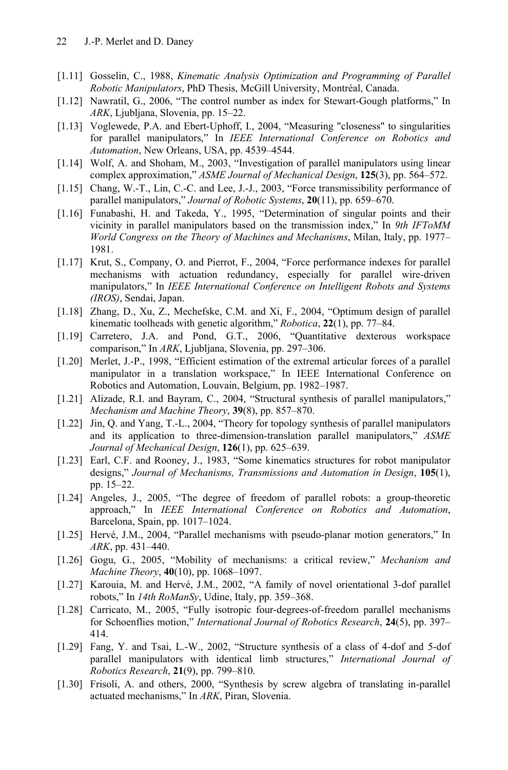[1.11] Gosselin, C., 1988, *Kinematic Analysis Optimization and Programming of Parallel Robotic Manipulators*, PhD Thesis, McGill University, Montréal, Canada.

[1.12] Nawratil, G., 2006, "The control number as index for Stewart-Gough platforms," In *ARK*, Ljubljana, Slovenia, pp. 15–22.

[1.13] Voglewede, P.A. and Ebert-Uphoff, I., 2004, "Measuring "closeness" to singularities for parallel manipulators," In *IEEE International Conference on Robotics and Automation*, New Orleans, USA, pp. 4539–4544.

[1.14] Wolf, A. and Shoham, M., 2003, "Investigation of parallel manipulators using linear complex approximation," *ASME Journal of Mechanical Design*, **125**(3), pp. 564–572.

[1.15] Chang, W.-T., Lin, C.-C. and Lee, J.-J., 2003, "Force transmissibility performance of parallel manipulators," *Journal of Robotic Systems*, **20**(11), pp. 659–670.

[1.16] Funabashi, H. and Takeda, Y., 1995, "Determination of singular points and their vicinity in parallel manipulators based on the transmission index," In *9th IFToMM World Congress on the Theory of Machines and Mechanisms*, Milan, Italy, pp. 1977–1981.

[1.17] Krut, S., Company, O. and Pierrot, F., 2004, "Force performance indexes for parallel mechanisms with actuation redundancy, especially for parallel wire-driven manipulators," In *IEEE International Conference on Intelligent Robots and Systems (IROS)*, Sendai, Japan.

[1.18] Zhang, D., Xu, Z., Mechefske, C.M. and Xi, F., 2004, "Optimum design of parallel kinematic toolheads with genetic algorithm," *Robotica*, **22**(1), pp. 77–84.

[1.19] Carretero, J.A. and Pond, G.T., 2006, "Quantitative dexterous workspace comparison," In *ARK*, Ljubljana, Slovenia, pp. 297–306.

[1.20] Merlet, J.-P., 1998, "Efficient estimation of the extremal articular forces of a parallel manipulator in a translation workspace," In IEEE International Conference on Robotics and Automation, Louvain, Belgium, pp. 1982–1987.

[1.21] Alizade, R.I. and Bayram, C., 2004, "Structural synthesis of parallel manipulators," *Mechanism and Machine Theory*, **39**(8), pp. 857–870.

[1.22] Jin, Q. and Yang, T.-L., 2004, "Theory for topology synthesis of parallel manipulators and its application to three-dimension-translation parallel manipulators," *ASME Journal of Mechanical Design*, **126**(1), pp. 625–639.

[1.23] Earl, C.F. and Rooney, J., 1983, "Some kinematics structures for robot manipulator designs," *Journal of Mechanisms, Transmissions and Automation in Design*, **105**(1), pp. 15–22.

[1.24] Angeles, J., 2005, "The degree of freedom of parallel robots: a group-theoretic approach," In *IEEE International Conference on Robotics and Automation*, Barcelona, Spain, pp. 1017–1024.

[1.25] Hervé, J.M., 2004, "Parallel mechanisms with pseudo-planar motion generators," In *ARK*, pp. 431–440.

[1.26] Gogu, G., 2005, "Mobility of mechanisms: a critical review," *Mechanism and Machine Theory*, **40**(10), pp. 1068–1097.

[1.27] Karouia, M. and Hervé, J.M., 2002, "A family of novel orientational 3-dof parallel robots," In *14th RoManSy*, Udine, Italy, pp. 359–368.

[1.28] Carricato, M., 2005, "Fully isotropic four-degrees-of-freedom parallel mechanisms for Schoenflies motion," *International Journal of Robotics Research*, **24**(5), pp. 397–414.

[1.29] Fang, Y. and Tsai, L.-W., 2002, "Structure synthesis of a class of 4-dof and 5-dof parallel manipulators with identical limb structures," *International Journal of Robotics Research*, **21**(9), pp. 799–810.

[1.30] Frisoli, A. and others, 2000, "Synthesis by screw algebra of translating in-parallel actuated mechanisms," In *ARK*, Piran, Slovenia.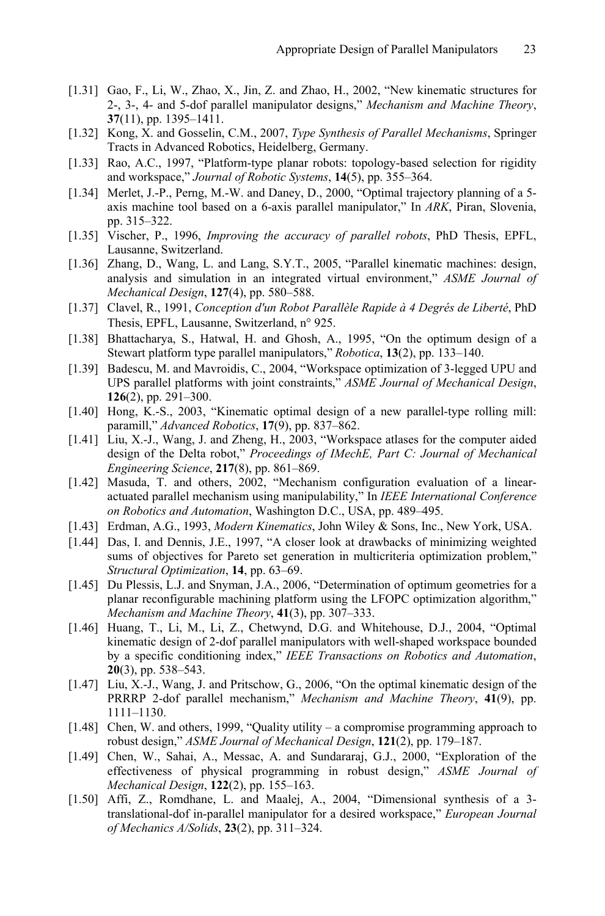[1.31] Gao, F., Li, W., Zhao, X., Jin, Z. and Zhao, H., 2002, "New kinematic structures for 2-, 3-, 4- and 5-dof parallel manipulator designs," *Mechanism and Machine Theory*, **37**(11), pp. 1395–1411.

[1.32] Kong, X. and Gosselin, C.M., 2007, *Type Synthesis of Parallel Mechanisms*, Springer Tracts in Advanced Robotics, Heidelberg, Germany.

[1.33] Rao, A.C., 1997, "Platform-type planar robots: topology-based selection for rigidity and workspace," *Journal of Robotic Systems*, **14**(5), pp. 355–364.

[1.34] Merlet, J.-P., Perng, M.-W. and Daney, D., 2000, "Optimal trajectory planning of a 5-axis machine tool based on a 6-axis parallel manipulator," In *ARK*, Piran, Slovenia, pp. 315–322.

[1.35] Vischer, P., 1996, *Improving the accuracy of parallel robots*, PhD Thesis, EPFL, Lausanne, Switzerland.

[1.36] Zhang, D., Wang, L. and Lang, S.Y.T., 2005, "Parallel kinematic machines: design, analysis and simulation in an integrated virtual environment," *ASME Journal of Mechanical Design*, **127**(4), pp. 580–588.

[1.37] Clavel, R., 1991, *Conception d'un Robot Parallèle Rapide à 4 Degrés de Liberté*, PhD Thesis, EPFL, Lausanne, Switzerland, n° 925.

[1.38] Bhattacharya, S., Hatwal, H. and Ghosh, A., 1995, "On the optimum design of a Stewart platform type parallel manipulators," *Robotica*, **13**(2), pp. 133–140.

[1.39] Badescu, M. and Mavroidis, C., 2004, "Workspace optimization of 3-legged UPU and UPS parallel platforms with joint constraints," *ASME Journal of Mechanical Design*, **126**(2), pp. 291–300.

[1.40] Hong, K.-S., 2003, "Kinematic optimal design of a new parallel-type rolling mill: paramill," *Advanced Robotics*, **17**(9), pp. 837–862.

[1.41] Liu, X.-J., Wang, J. and Zheng, H., 2003, "Workspace atlases for the computer aided design of the Delta robot," *Proceedings of IMechE, Part C: Journal of Mechanical Engineering Science*, **217**(8), pp. 861–869.

[1.42] Masuda, T. and others, 2002, "Mechanism configuration evaluation of a linear-actuated parallel mechanism using manipulability," In *IEEE International Conference on Robotics and Automation*, Washington D.C., USA, pp. 489–495.

[1.43] Erdman, A.G., 1993, *Modern Kinematics*, John Wiley & Sons, Inc., New York, USA.

[1.44] Das, I. and Dennis, J.E., 1997, "A closer look at drawbacks of minimizing weighted sums of objectives for Pareto set generation in multicriteria optimization problem," *Structural Optimization*, **14**, pp. 63–69.

[1.45] Du Plessis, L.J. and Snyman, J.A., 2006, "Determination of optimum geometries for a planar reconfigurable machining platform using the LFOPC optimization algorithm," *Mechanism and Machine Theory*, **41**(3), pp. 307–333.

[1.46] Huang, T., Li, M., Li, Z., Chetwynd, D.G. and Whitehouse, D.J., 2004, "Optimal kinematic design of 2-dof parallel manipulators with well-shaped workspace bounded by a specific conditioning index," *IEEE Transactions on Robotics and Automation*, **20**(3), pp. 538–543.

[1.47] Liu, X.-J., Wang, J. and Pritschow, G., 2006, "On the optimal kinematic design of the PRRRP 2-dof parallel mechanism," *Mechanism and Machine Theory*, **41**(9), pp. 1111–1130.

[1.48] Chen, W. and others, 1999, "Quality utility – a compromise programming approach to robust design," *ASME Journal of Mechanical Design*, **121**(2), pp. 179–187.

[1.49] Chen, W., Sahai, A., Messac, A. and Sundararaj, G.J., 2000, "Exploration of the effectiveness of physical programming in robust design," *ASME Journal of Mechanical Design*, **122**(2), pp. 155–163.

[1.50] Affi, Z., Romdhane, L. and Maalej, A., 2004, "Dimensional synthesis of a 3-translational-dof in-parallel manipulator for a desired workspace," *European Journal of Mechanics A/Solids*, **23**(2), pp. 311–324.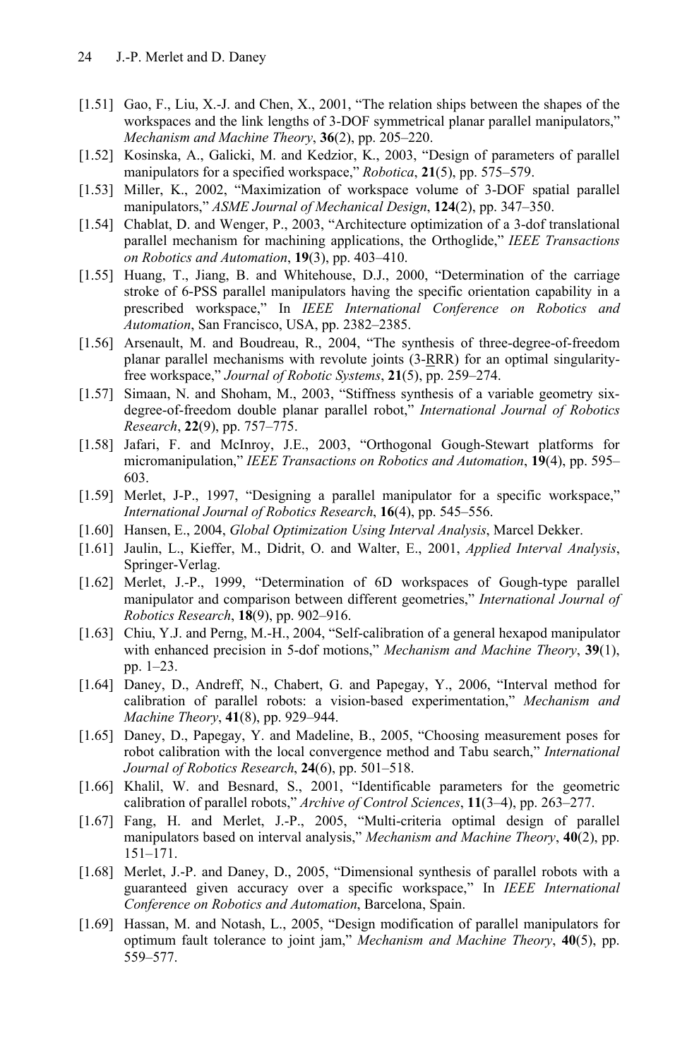[1.51] Gao, F., Liu, X.-J. and Chen, X., 2001, "The relation ships between the shapes of the workspaces and the link lengths of 3-DOF symmetrical planar parallel manipulators," *Mechanism and Machine Theory*, **36**(2), pp. 205–220.

[1.52] Kosinska, A., Galicki, M. and Kedzior, K., 2003, "Design of parameters of parallel manipulators for a specified workspace," *Robotica*, **21**(5), pp. 575–579.

[1.53] Miller, K., 2002, "Maximization of workspace volume of 3-DOF spatial parallel manipulators," *ASME Journal of Mechanical Design*, **124**(2), pp. 347–350.

[1.54] Chablat, D. and Wenger, P., 2003, "Architecture optimization of a 3-dof translational parallel mechanism for machining applications, the Orthoglide," *IEEE Transactions on Robotics and Automation*, **19**(3), pp. 403–410.

[1.55] Huang, T., Jiang, B. and Whitehouse, D.J., 2000, "Determination of the carriage stroke of 6-PSS parallel manipulators having the specific orientation capability in a prescribed workspace," In *IEEE International Conference on Robotics and Automation*, San Francisco, USA, pp. 2382–2385.

[1.56] Arsenault, M. and Boudreau, R., 2004, "The synthesis of three-degree-of-freedom planar parallel mechanisms with revolute joints (3-RRR) for an optimal singularity-free workspace," *Journal of Robotic Systems*, **21**(5), pp. 259–274.

[1.57] Simaan, N. and Shoham, M., 2003, "Stiffness synthesis of a variable geometry six-degree-of-freedom double planar parallel robot," *International Journal of Robotics Research*, **22**(9), pp. 757–775.

[1.58] Jafari, F. and McInroy, J.E., 2003, "Orthogonal Gough-Stewart platforms for micromanipulation," *IEEE Transactions on Robotics and Automation*, **19**(4), pp. 595–603.

[1.59] Merlet, J-P., 1997, "Designing a parallel manipulator for a specific workspace," *International Journal of Robotics Research*, **16**(4), pp. 545–556.

[1.60] Hansen, E., 2004, *Global Optimization Using Interval Analysis*, Marcel Dekker.

[1.61] Jaulin, L., Kieffer, M., Didrit, O. and Walter, E., 2001, *Applied Interval Analysis*, Springer-Verlag.

[1.62] Merlet, J.-P., 1999, "Determination of 6D workspaces of Gough-type parallel manipulator and comparison between different geometries," *International Journal of Robotics Research*, **18**(9), pp. 902–916.

[1.63] Chiu, Y.J. and Perng, M.-H., 2004, "Self-calibration of a general hexapod manipulator with enhanced precision in 5-dof motions," *Mechanism and Machine Theory*, **39**(1), pp. 1–23.

[1.64] Daney, D., Andreff, N., Chabert, G. and Papegay, Y., 2006, "Interval method for calibration of parallel robots: a vision-based experimentation," *Mechanism and Machine Theory*, **41**(8), pp. 929–944.

[1.65] Daney, D., Papegay, Y. and Madeline, B., 2005, "Choosing measurement poses for robot calibration with the local convergence method and Tabu search," *International Journal of Robotics Research*, **24**(6), pp. 501–518.

[1.66] Khalil, W. and Besnard, S., 2001, "Identificable parameters for the geometric calibration of parallel robots," *Archive of Control Sciences*, **11**(3–4), pp. 263–277.

[1.67] Fang, H. and Merlet, J.-P., 2005, "Multi-criteria optimal design of parallel manipulators based on interval analysis," *Mechanism and Machine Theory*, **40**(2), pp. 151–171.

[1.68] Merlet, J.-P. and Daney, D., 2005, "Dimensional synthesis of parallel robots with a guaranteed given accuracy over a specific workspace," In *IEEE International Conference on Robotics and Automation*, Barcelona, Spain.

[1.69] Hassan, M. and Notash, L., 2005, "Design modification of parallel manipulators for optimum fault tolerance to joint jam," *Mechanism and Machine Theory*, **40**(5), pp. 559–577.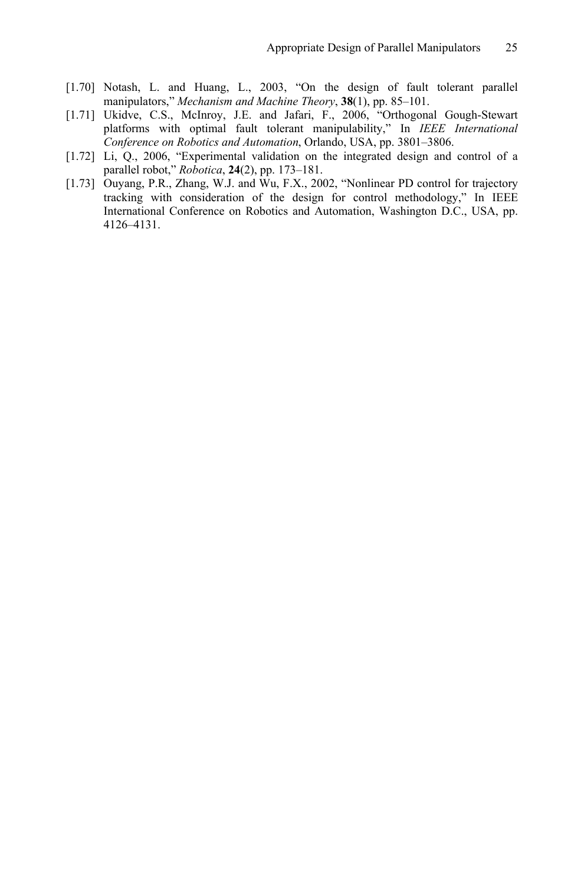[1.70] Notash, L. and Huang, L., 2003, "On the design of fault tolerant parallel manipulators," *Mechanism and Machine Theory*, **38**(1), pp. 85–101.

[1.71] Ukidve, C.S., McInroy, J.E. and Jafari, F., 2006, "Orthogonal Gough-Stewart platforms with optimal fault tolerant manipulability," In *IEEE International Conference on Robotics and Automation*, Orlando, USA, pp. 3801–3806.

[1.72] Li, Q., 2006, "Experimental validation on the integrated design and control of a parallel robot," *Robotica*, **24**(2), pp. 173–181.

[1.73] Ouyang, P.R., Zhang, W.J. and Wu, F.X., 2002, "Nonlinear PD control for trajectory tracking with consideration of the design for control methodology," In IEEE International Conference on Robotics and Automation, Washington D.C., USA, pp. 4126–4131.